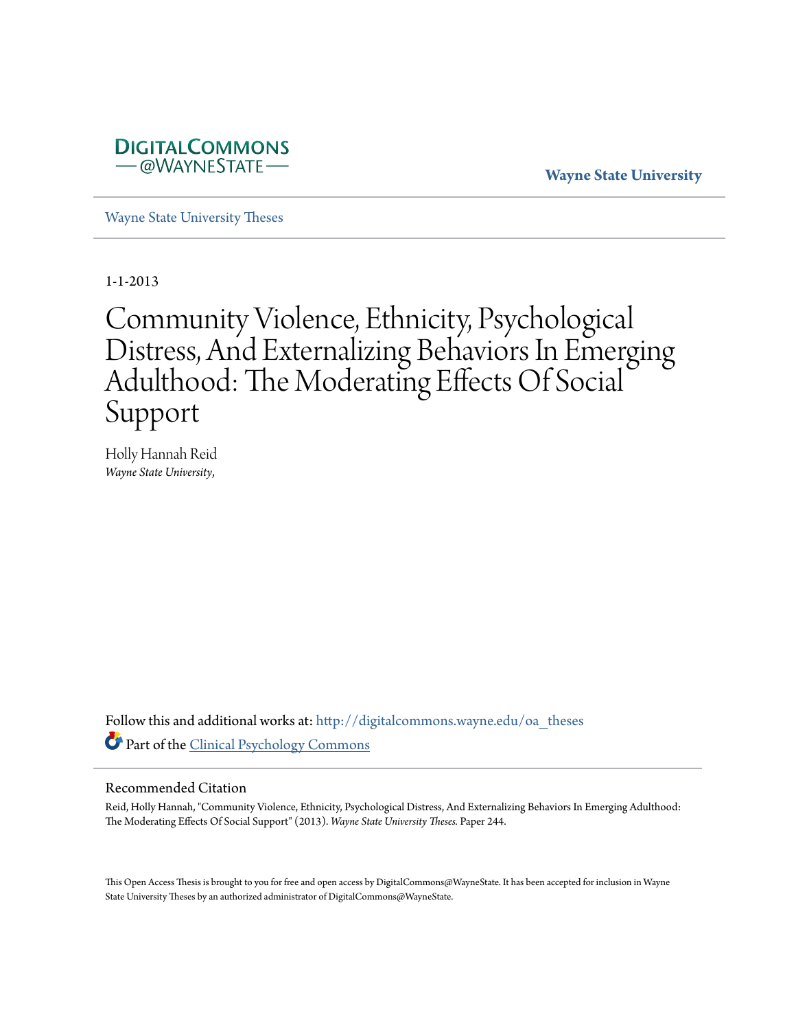DIGITALCOMMONS
— @WAYNESTATE —

**Wayne State University**

Wayne State University Theses

1-1-2013

# Community Violence, Ethnicity, Psychological Distress, And Externalizing Behaviors In Emerging Adulthood: The Moderating Effects Of Social Support

Holly Hannah Reid
*Wayne State University,*

Follow this and additional works at: http://digitalcommons.wayne.edu/oa_theses

Part of the Clinical Psychology Commons

## Recommended Citation

Reid, Holly Hannah, "Community Violence, Ethnicity, Psychological Distress, And Externalizing Behaviors In Emerging Adulthood: The Moderating Effects Of Social Support" (2013). *Wayne State University Theses.* Paper 244.

This Open Access Thesis is brought to you for free and open access by DigitalCommons@WayneState. It has been accepted for inclusion in Wayne State University Theses by an authorized administrator of DigitalCommons@WayneState.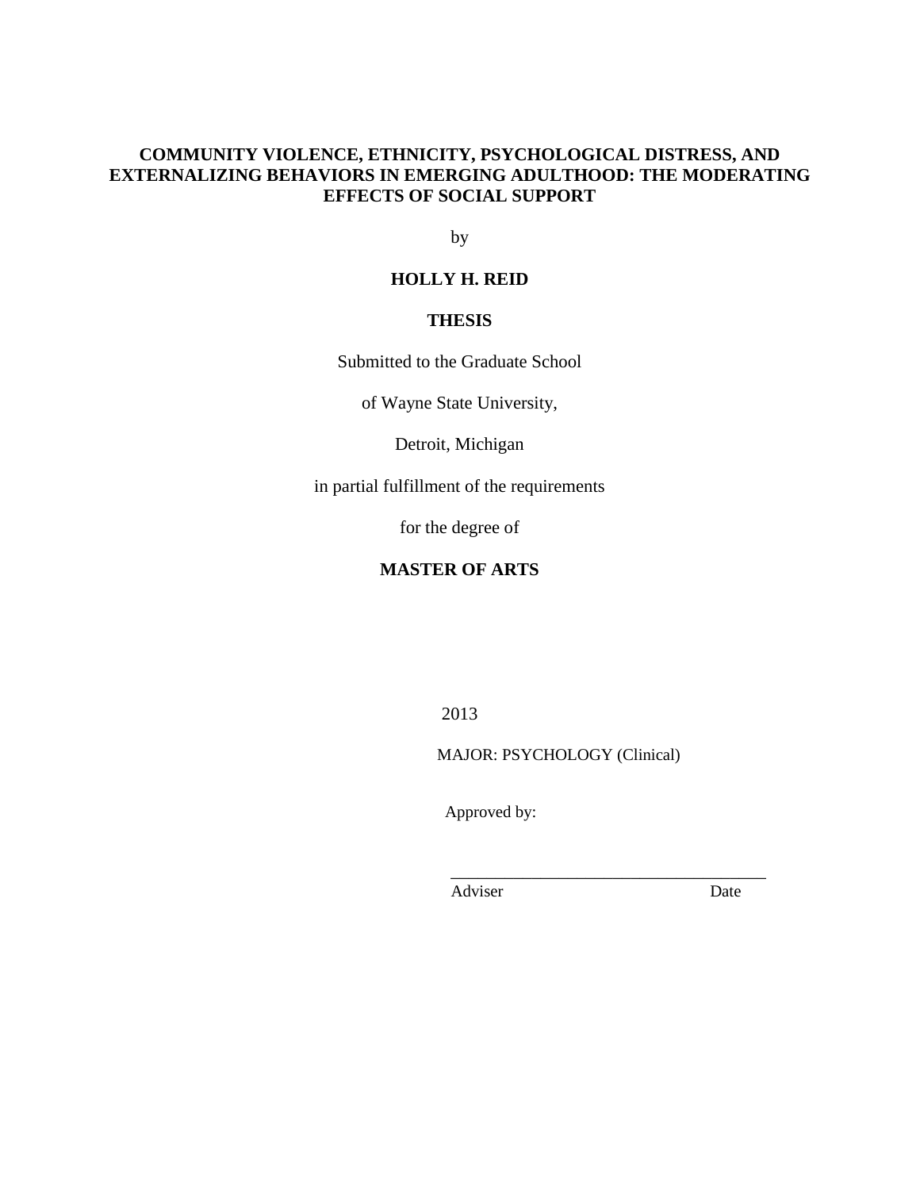# COMMUNITY VIOLENCE, ETHNICITY, PSYCHOLOGICAL DISTRESS, AND EXTERNALIZING BEHAVIORS IN EMERGING ADULTHOOD: THE MODERATING EFFECTS OF SOCIAL SUPPORT

by

**HOLLY H. REID**

**THESIS**

Submitted to the Graduate School

of Wayne State University,

Detroit, Michigan

in partial fulfillment of the requirements

for the degree of

**MASTER OF ARTS**

2013

MAJOR: PSYCHOLOGY (Clinical)

Approved by:

\_\_\_\_\_\_\_\_\_\_\_\_\_\_\_\_\_\_\_\_\_\_\_\_\_\_\_\_\_\_\_\_\_\_\_\_\_\_

Adviser                                        Date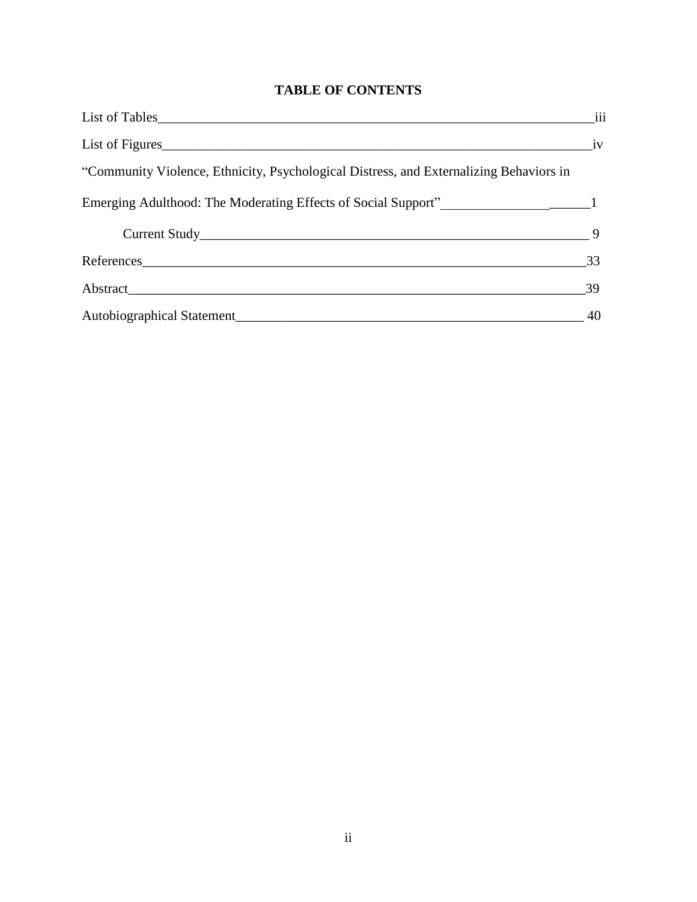# TABLE OF CONTENTS

List of Tables ........ iii

List of Figures ........ iv

"Community Violence, Ethnicity, Psychological Distress, and Externalizing Behaviors in Emerging Adulthood: The Moderating Effects of Social Support" ........ 1

- Current Study ........ 9

References ........ 33

Abstract ........ 39

Autobiographical Statement ........ 40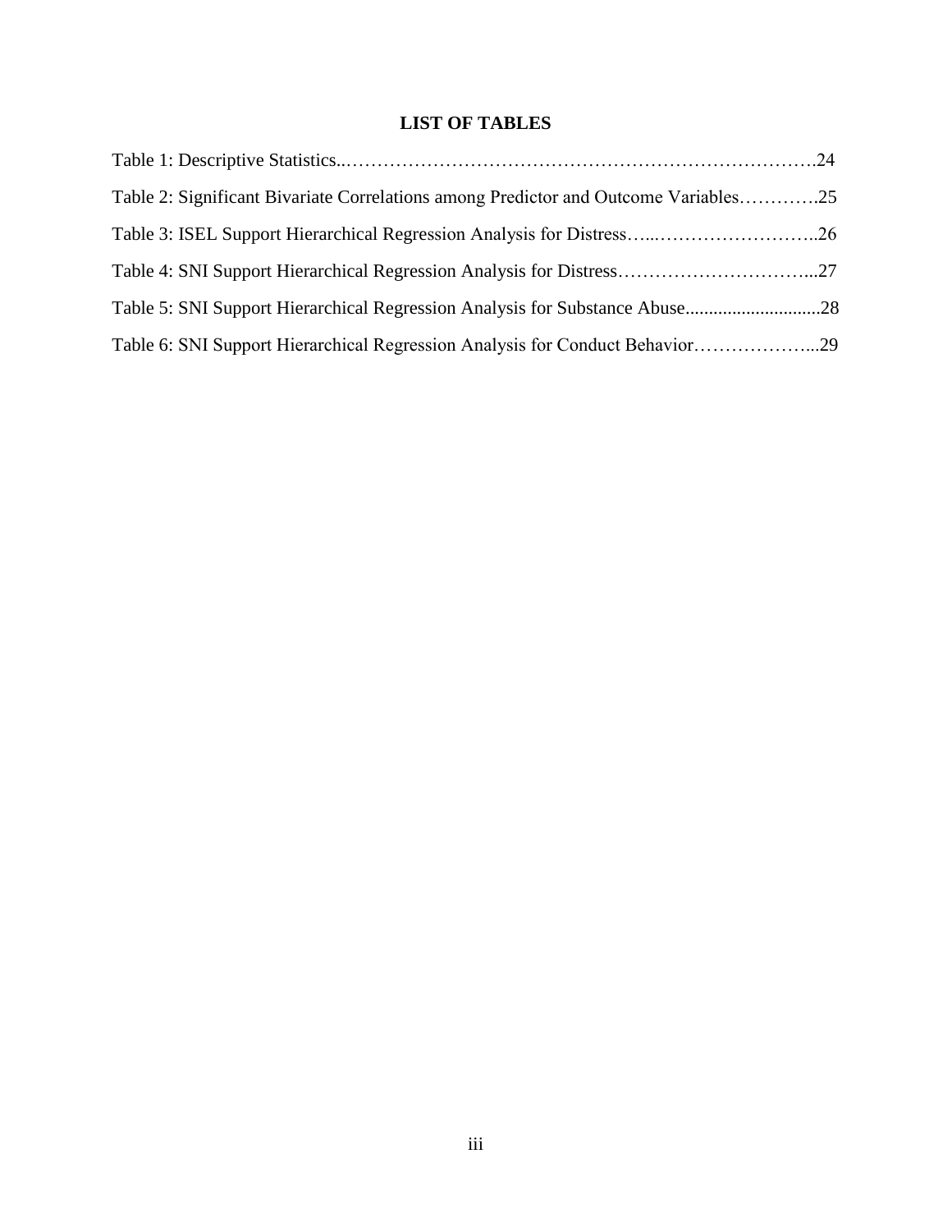# LIST OF TABLES

Table 1: Descriptive Statistics......................................................................................24

Table 2: Significant Bivariate Correlations among Predictor and Outcome Variables.............25

Table 3: ISEL Support Hierarchical Regression Analysis for Distress..................................26

Table 4: SNI Support Hierarchical Regression Analysis for Distress....................................27

Table 5: SNI Support Hierarchical Regression Analysis for Substance Abuse........................28

Table 6: SNI Support Hierarchical Regression Analysis for Conduct Behavior......................29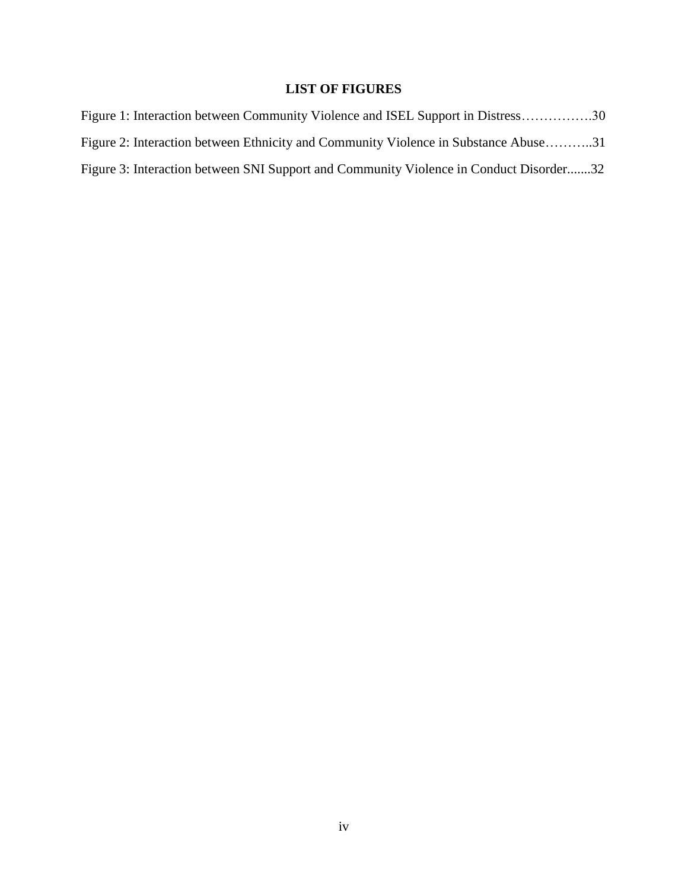## LIST OF FIGURES

Figure 1: Interaction between Community Violence and ISEL Support in Distress…………….30

Figure 2: Interaction between Ethnicity and Community Violence in Substance Abuse………..31

Figure 3: Interaction between SNI Support and Community Violence in Conduct Disorder.......32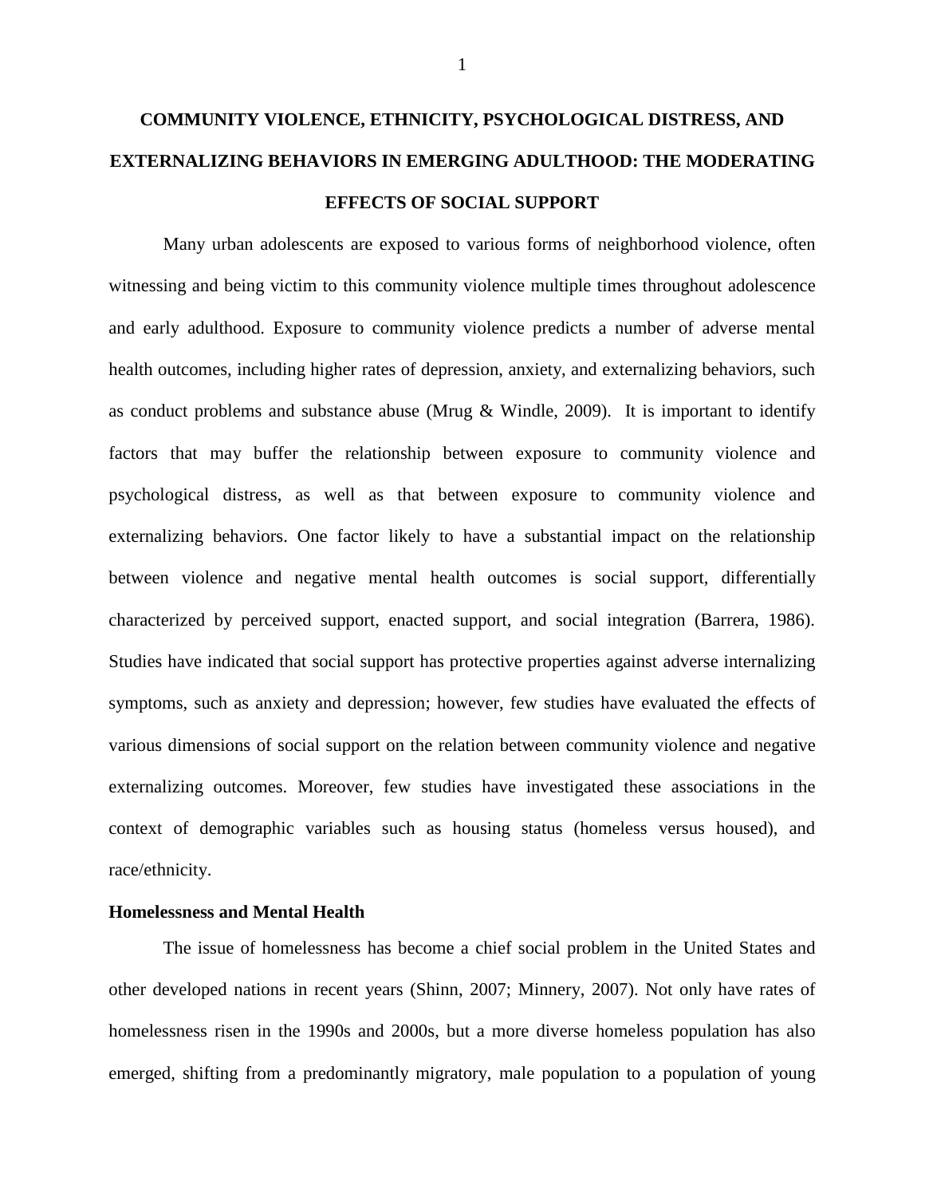# COMMUNITY VIOLENCE, ETHNICITY, PSYCHOLOGICAL DISTRESS, AND EXTERNALIZING BEHAVIORS IN EMERGING ADULTHOOD: THE MODERATING EFFECTS OF SOCIAL SUPPORT

Many urban adolescents are exposed to various forms of neighborhood violence, often witnessing and being victim to this community violence multiple times throughout adolescence and early adulthood. Exposure to community violence predicts a number of adverse mental health outcomes, including higher rates of depression, anxiety, and externalizing behaviors, such as conduct problems and substance abuse (Mrug & Windle, 2009). It is important to identify factors that may buffer the relationship between exposure to community violence and psychological distress, as well as that between exposure to community violence and externalizing behaviors. One factor likely to have a substantial impact on the relationship between violence and negative mental health outcomes is social support, differentially characterized by perceived support, enacted support, and social integration (Barrera, 1986). Studies have indicated that social support has protective properties against adverse internalizing symptoms, such as anxiety and depression; however, few studies have evaluated the effects of various dimensions of social support on the relation between community violence and negative externalizing outcomes. Moreover, few studies have investigated these associations in the context of demographic variables such as housing status (homeless versus housed), and race/ethnicity.

## Homelessness and Mental Health

The issue of homelessness has become a chief social problem in the United States and other developed nations in recent years (Shinn, 2007; Minnery, 2007). Not only have rates of homelessness risen in the 1990s and 2000s, but a more diverse homeless population has also emerged, shifting from a predominantly migratory, male population to a population of young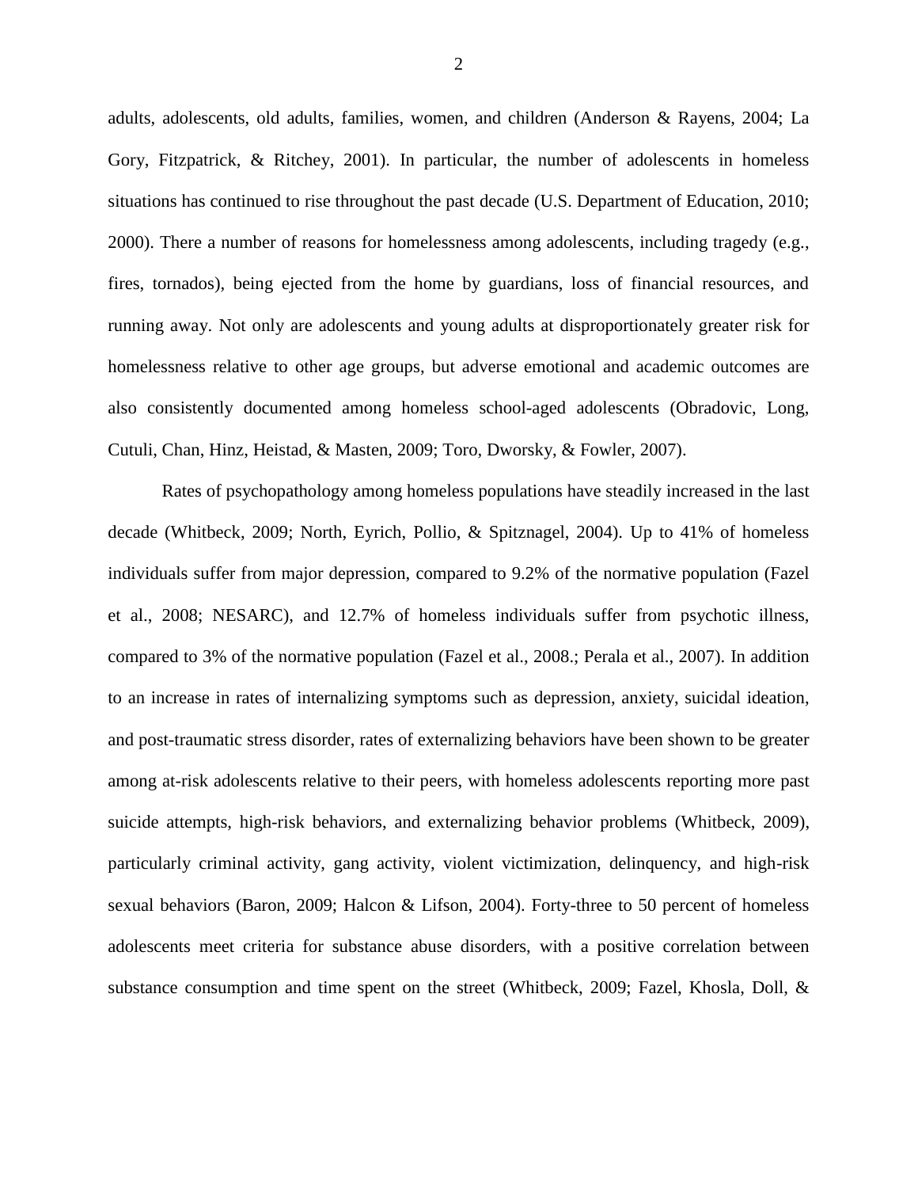adults, adolescents, old adults, families, women, and children (Anderson & Rayens, 2004; La Gory, Fitzpatrick, & Ritchey, 2001). In particular, the number of adolescents in homeless situations has continued to rise throughout the past decade (U.S. Department of Education, 2010; 2000). There a number of reasons for homelessness among adolescents, including tragedy (e.g., fires, tornados), being ejected from the home by guardians, loss of financial resources, and running away. Not only are adolescents and young adults at disproportionately greater risk for homelessness relative to other age groups, but adverse emotional and academic outcomes are also consistently documented among homeless school-aged adolescents (Obradovic, Long, Cutuli, Chan, Hinz, Heistad, & Masten, 2009; Toro, Dworsky, & Fowler, 2007).

Rates of psychopathology among homeless populations have steadily increased in the last decade (Whitbeck, 2009; North, Eyrich, Pollio, & Spitznagel, 2004). Up to 41% of homeless individuals suffer from major depression, compared to 9.2% of the normative population (Fazel et al., 2008; NESARC), and 12.7% of homeless individuals suffer from psychotic illness, compared to 3% of the normative population (Fazel et al., 2008.; Perala et al., 2007). In addition to an increase in rates of internalizing symptoms such as depression, anxiety, suicidal ideation, and post-traumatic stress disorder, rates of externalizing behaviors have been shown to be greater among at-risk adolescents relative to their peers, with homeless adolescents reporting more past suicide attempts, high-risk behaviors, and externalizing behavior problems (Whitbeck, 2009), particularly criminal activity, gang activity, violent victimization, delinquency, and high-risk sexual behaviors (Baron, 2009; Halcon & Lifson, 2004). Forty-three to 50 percent of homeless adolescents meet criteria for substance abuse disorders, with a positive correlation between substance consumption and time spent on the street (Whitbeck, 2009; Fazel, Khosla, Doll, &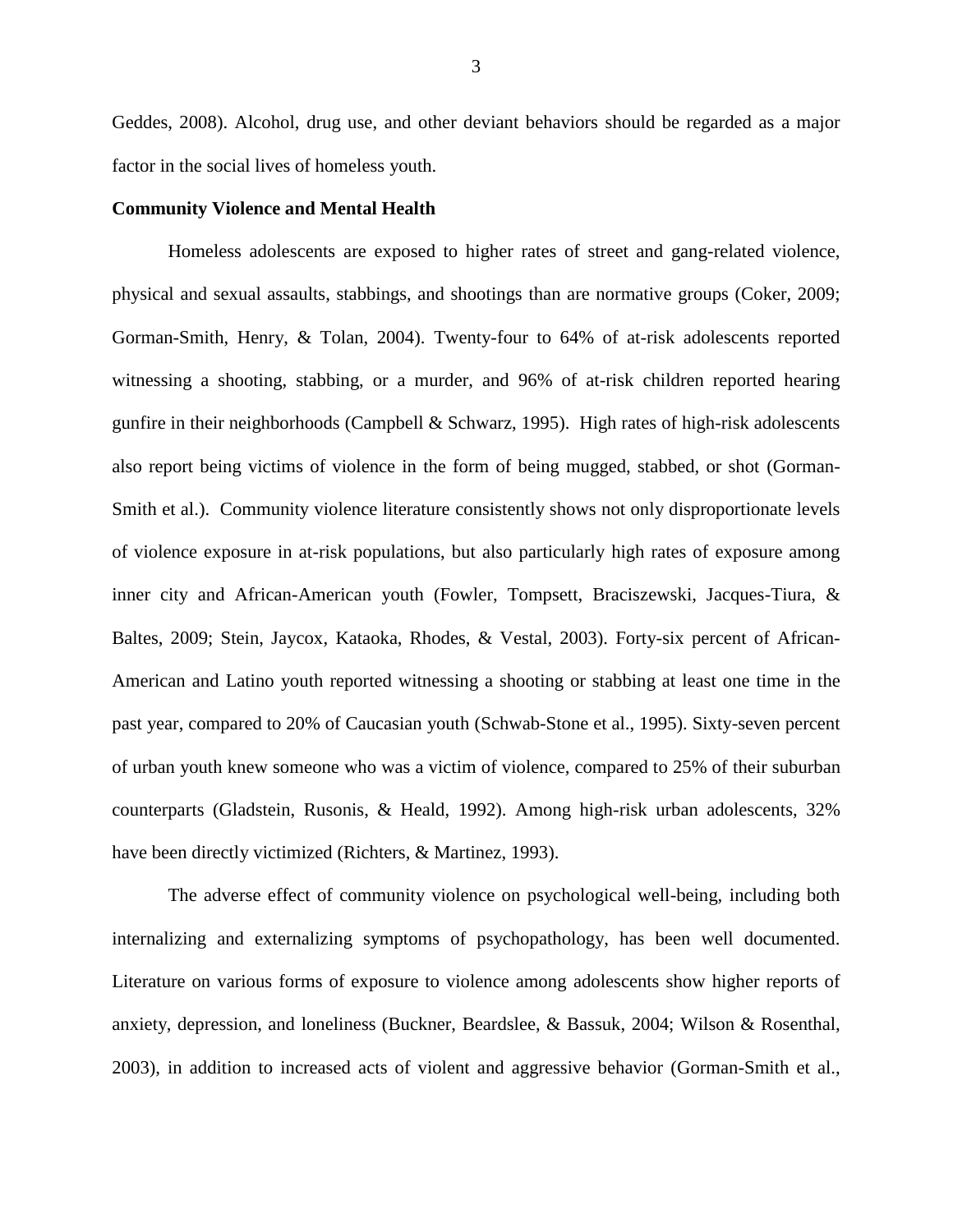Geddes, 2008). Alcohol, drug use, and other deviant behaviors should be regarded as a major factor in the social lives of homeless youth.

**Community Violence and Mental Health**

Homeless adolescents are exposed to higher rates of street and gang-related violence, physical and sexual assaults, stabbings, and shootings than are normative groups (Coker, 2009; Gorman-Smith, Henry, & Tolan, 2004). Twenty-four to 64% of at-risk adolescents reported witnessing a shooting, stabbing, or a murder, and 96% of at-risk children reported hearing gunfire in their neighborhoods (Campbell & Schwarz, 1995). High rates of high-risk adolescents also report being victims of violence in the form of being mugged, stabbed, or shot (Gorman-Smith et al.). Community violence literature consistently shows not only disproportionate levels of violence exposure in at-risk populations, but also particularly high rates of exposure among inner city and African-American youth (Fowler, Tompsett, Braciszewski, Jacques-Tiura, & Baltes, 2009; Stein, Jaycox, Kataoka, Rhodes, & Vestal, 2003). Forty-six percent of African-American and Latino youth reported witnessing a shooting or stabbing at least one time in the past year, compared to 20% of Caucasian youth (Schwab-Stone et al., 1995). Sixty-seven percent of urban youth knew someone who was a victim of violence, compared to 25% of their suburban counterparts (Gladstein, Rusonis, & Heald, 1992). Among high-risk urban adolescents, 32% have been directly victimized (Richters, & Martinez, 1993).

The adverse effect of community violence on psychological well-being, including both internalizing and externalizing symptoms of psychopathology, has been well documented. Literature on various forms of exposure to violence among adolescents show higher reports of anxiety, depression, and loneliness (Buckner, Beardslee, & Bassuk, 2004; Wilson & Rosenthal, 2003), in addition to increased acts of violent and aggressive behavior (Gorman-Smith et al.,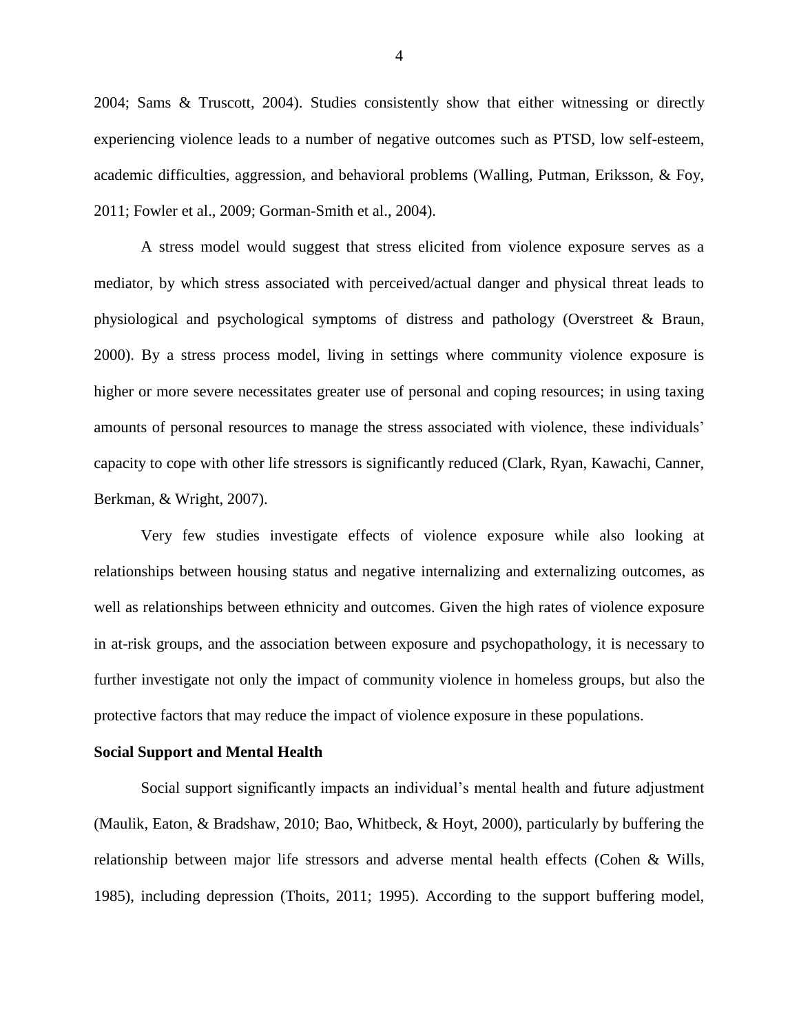2004; Sams & Truscott, 2004). Studies consistently show that either witnessing or directly experiencing violence leads to a number of negative outcomes such as PTSD, low self-esteem, academic difficulties, aggression, and behavioral problems (Walling, Putman, Eriksson, & Foy, 2011; Fowler et al., 2009; Gorman-Smith et al., 2004).

A stress model would suggest that stress elicited from violence exposure serves as a mediator, by which stress associated with perceived/actual danger and physical threat leads to physiological and psychological symptoms of distress and pathology (Overstreet & Braun, 2000). By a stress process model, living in settings where community violence exposure is higher or more severe necessitates greater use of personal and coping resources; in using taxing amounts of personal resources to manage the stress associated with violence, these individuals' capacity to cope with other life stressors is significantly reduced (Clark, Ryan, Kawachi, Canner, Berkman, & Wright, 2007).

Very few studies investigate effects of violence exposure while also looking at relationships between housing status and negative internalizing and externalizing outcomes, as well as relationships between ethnicity and outcomes. Given the high rates of violence exposure in at-risk groups, and the association between exposure and psychopathology, it is necessary to further investigate not only the impact of community violence in homeless groups, but also the protective factors that may reduce the impact of violence exposure in these populations.

**Social Support and Mental Health**

Social support significantly impacts an individual's mental health and future adjustment (Maulik, Eaton, & Bradshaw, 2010; Bao, Whitbeck, & Hoyt, 2000), particularly by buffering the relationship between major life stressors and adverse mental health effects (Cohen & Wills, 1985), including depression (Thoits, 2011; 1995). According to the support buffering model,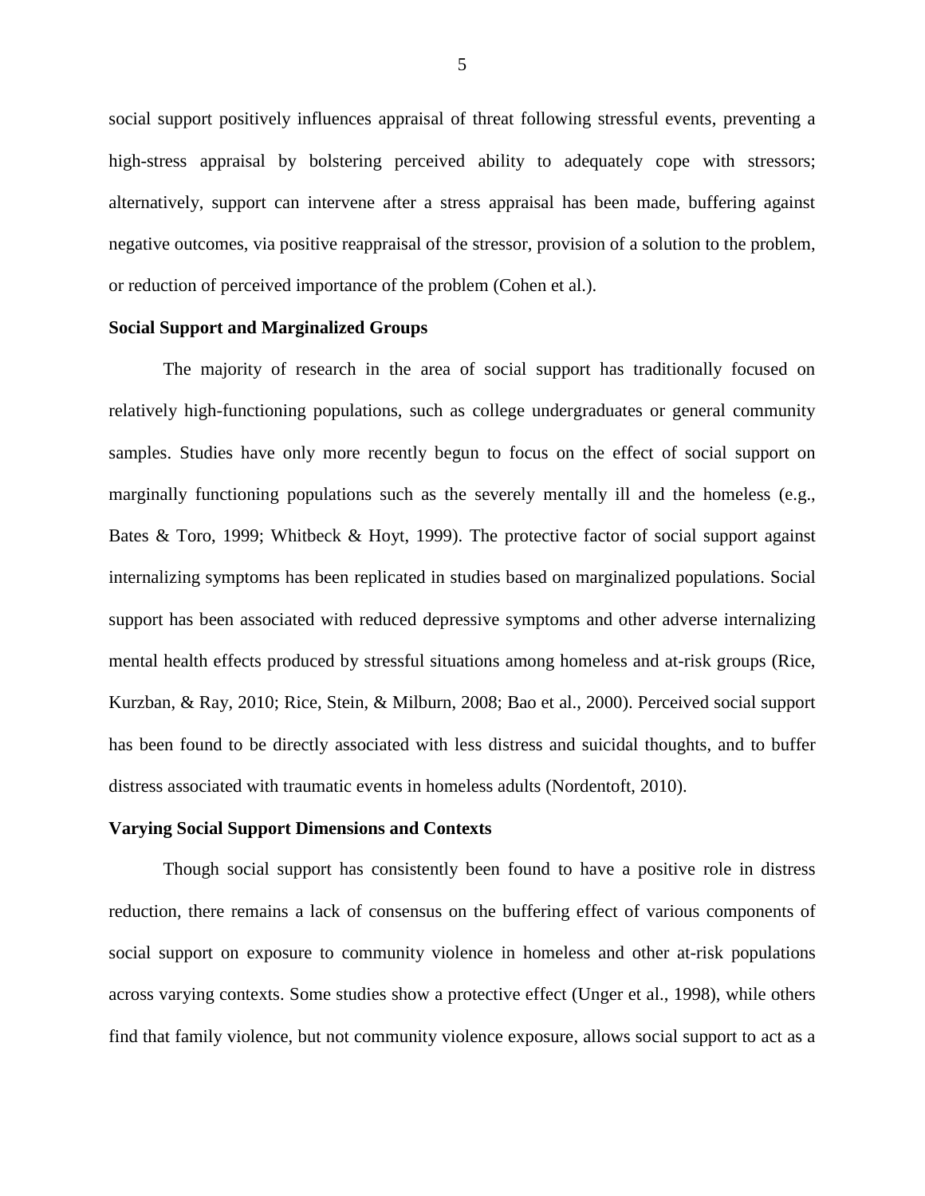social support positively influences appraisal of threat following stressful events, preventing a high-stress appraisal by bolstering perceived ability to adequately cope with stressors; alternatively, support can intervene after a stress appraisal has been made, buffering against negative outcomes, via positive reappraisal of the stressor, provision of a solution to the problem, or reduction of perceived importance of the problem (Cohen et al.).

**Social Support and Marginalized Groups**

The majority of research in the area of social support has traditionally focused on relatively high-functioning populations, such as college undergraduates or general community samples. Studies have only more recently begun to focus on the effect of social support on marginally functioning populations such as the severely mentally ill and the homeless (e.g., Bates & Toro, 1999; Whitbeck & Hoyt, 1999). The protective factor of social support against internalizing symptoms has been replicated in studies based on marginalized populations. Social support has been associated with reduced depressive symptoms and other adverse internalizing mental health effects produced by stressful situations among homeless and at-risk groups (Rice, Kurzban, & Ray, 2010; Rice, Stein, & Milburn, 2008; Bao et al., 2000). Perceived social support has been found to be directly associated with less distress and suicidal thoughts, and to buffer distress associated with traumatic events in homeless adults (Nordentoft, 2010).

**Varying Social Support Dimensions and Contexts**

Though social support has consistently been found to have a positive role in distress reduction, there remains a lack of consensus on the buffering effect of various components of social support on exposure to community violence in homeless and other at-risk populations across varying contexts. Some studies show a protective effect (Unger et al., 1998), while others find that family violence, but not community violence exposure, allows social support to act as a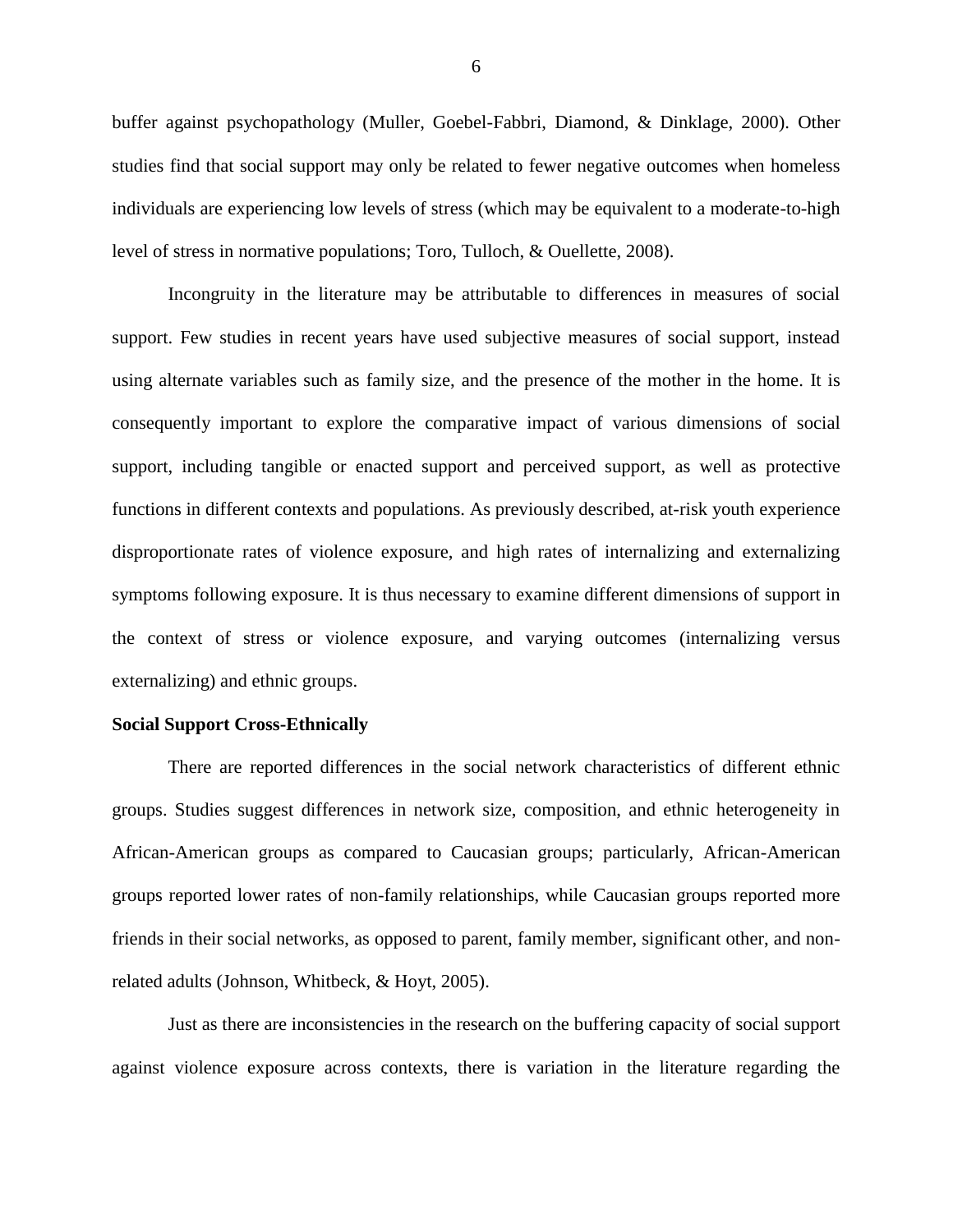buffer against psychopathology (Muller, Goebel-Fabbri, Diamond, & Dinklage, 2000). Other studies find that social support may only be related to fewer negative outcomes when homeless individuals are experiencing low levels of stress (which may be equivalent to a moderate-to-high level of stress in normative populations; Toro, Tulloch, & Ouellette, 2008).

Incongruity in the literature may be attributable to differences in measures of social support. Few studies in recent years have used subjective measures of social support, instead using alternate variables such as family size, and the presence of the mother in the home. It is consequently important to explore the comparative impact of various dimensions of social support, including tangible or enacted support and perceived support, as well as protective functions in different contexts and populations. As previously described, at-risk youth experience disproportionate rates of violence exposure, and high rates of internalizing and externalizing symptoms following exposure. It is thus necessary to examine different dimensions of support in the context of stress or violence exposure, and varying outcomes (internalizing versus externalizing) and ethnic groups.

**Social Support Cross-Ethnically**

There are reported differences in the social network characteristics of different ethnic groups. Studies suggest differences in network size, composition, and ethnic heterogeneity in African-American groups as compared to Caucasian groups; particularly, African-American groups reported lower rates of non-family relationships, while Caucasian groups reported more friends in their social networks, as opposed to parent, family member, significant other, and non-related adults (Johnson, Whitbeck, & Hoyt, 2005).

Just as there are inconsistencies in the research on the buffering capacity of social support against violence exposure across contexts, there is variation in the literature regarding the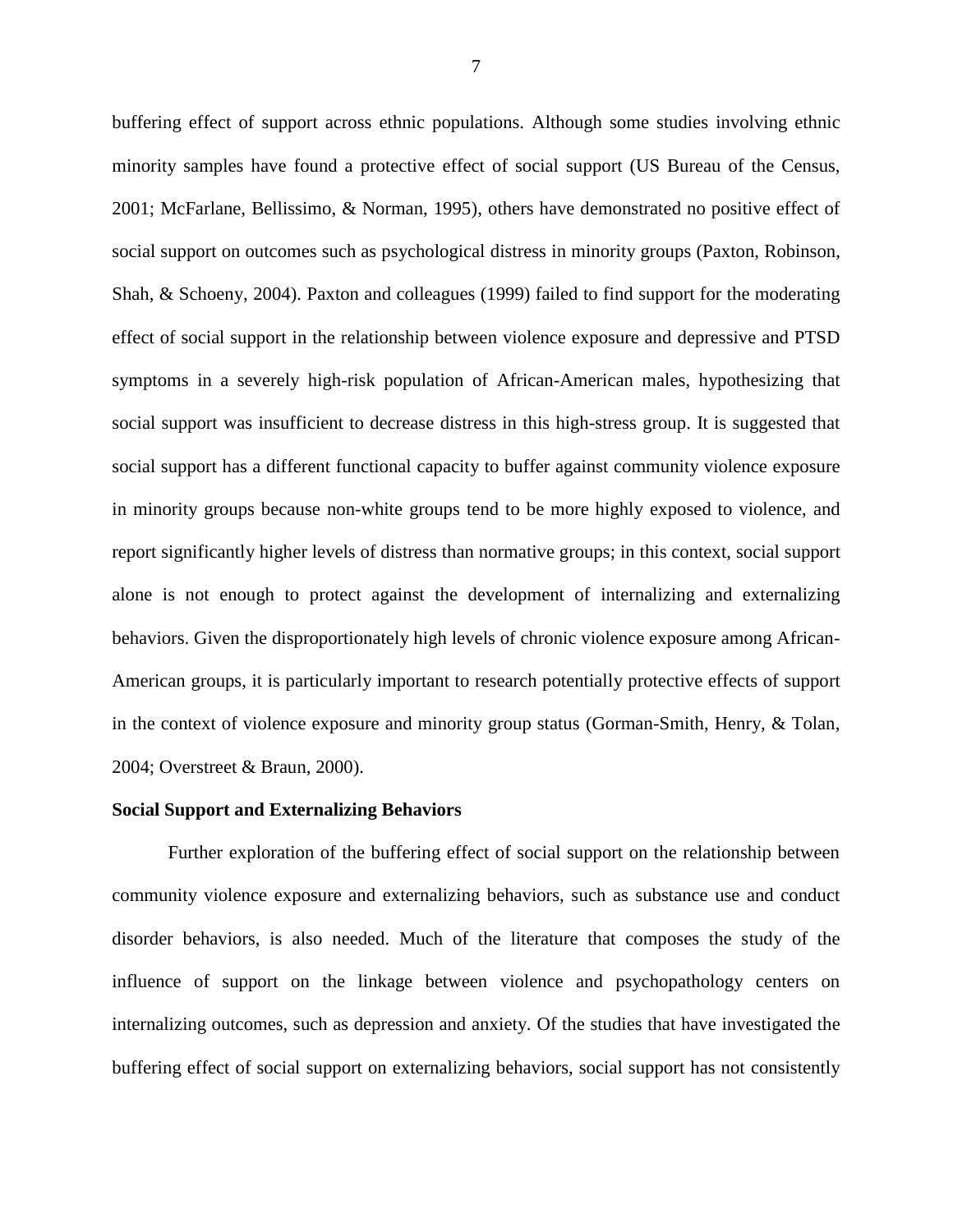buffering effect of support across ethnic populations. Although some studies involving ethnic minority samples have found a protective effect of social support (US Bureau of the Census, 2001; McFarlane, Bellissimo, & Norman, 1995), others have demonstrated no positive effect of social support on outcomes such as psychological distress in minority groups (Paxton, Robinson, Shah, & Schoeny, 2004). Paxton and colleagues (1999) failed to find support for the moderating effect of social support in the relationship between violence exposure and depressive and PTSD symptoms in a severely high-risk population of African-American males, hypothesizing that social support was insufficient to decrease distress in this high-stress group. It is suggested that social support has a different functional capacity to buffer against community violence exposure in minority groups because non-white groups tend to be more highly exposed to violence, and report significantly higher levels of distress than normative groups; in this context, social support alone is not enough to protect against the development of internalizing and externalizing behaviors. Given the disproportionately high levels of chronic violence exposure among African-American groups, it is particularly important to research potentially protective effects of support in the context of violence exposure and minority group status (Gorman-Smith, Henry, & Tolan, 2004; Overstreet & Braun, 2000).

**Social Support and Externalizing Behaviors**

Further exploration of the buffering effect of social support on the relationship between community violence exposure and externalizing behaviors, such as substance use and conduct disorder behaviors, is also needed. Much of the literature that composes the study of the influence of support on the linkage between violence and psychopathology centers on internalizing outcomes, such as depression and anxiety. Of the studies that have investigated the buffering effect of social support on externalizing behaviors, social support has not consistently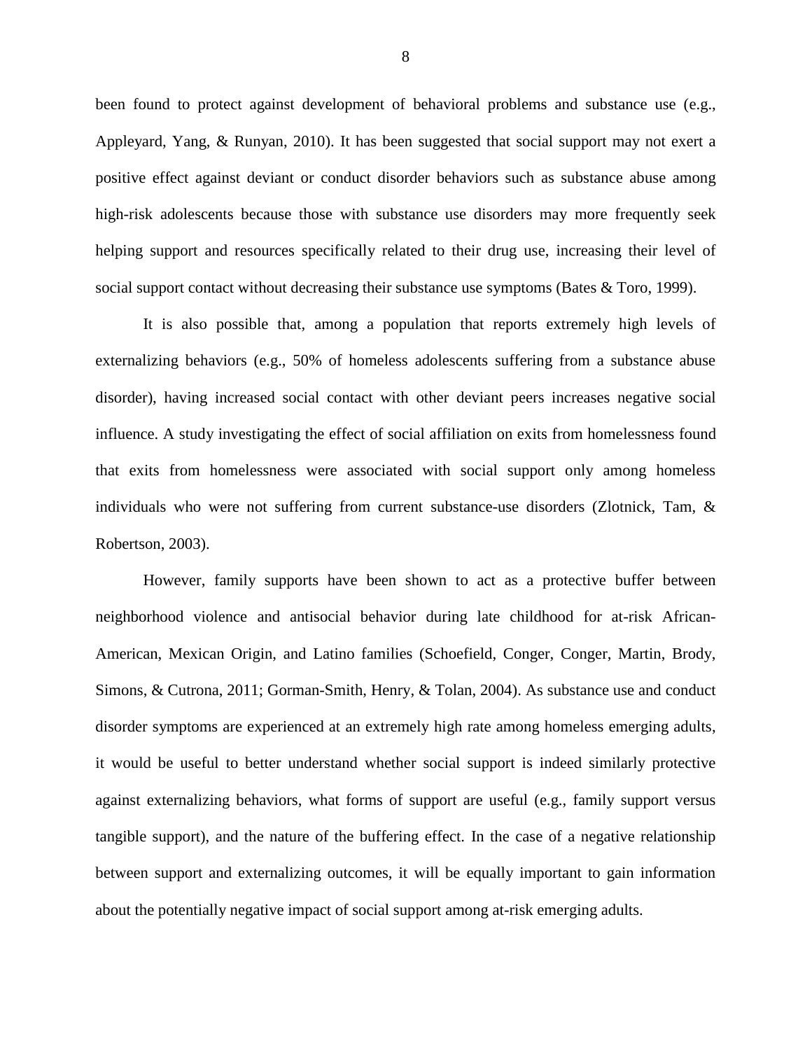been found to protect against development of behavioral problems and substance use (e.g., Appleyard, Yang, & Runyan, 2010). It has been suggested that social support may not exert a positive effect against deviant or conduct disorder behaviors such as substance abuse among high-risk adolescents because those with substance use disorders may more frequently seek helping support and resources specifically related to their drug use, increasing their level of social support contact without decreasing their substance use symptoms (Bates & Toro, 1999).

It is also possible that, among a population that reports extremely high levels of externalizing behaviors (e.g., 50% of homeless adolescents suffering from a substance abuse disorder), having increased social contact with other deviant peers increases negative social influence. A study investigating the effect of social affiliation on exits from homelessness found that exits from homelessness were associated with social support only among homeless individuals who were not suffering from current substance-use disorders (Zlotnick, Tam, & Robertson, 2003).

However, family supports have been shown to act as a protective buffer between neighborhood violence and antisocial behavior during late childhood for at-risk African-American, Mexican Origin, and Latino families (Schoefield, Conger, Conger, Martin, Brody, Simons, & Cutrona, 2011; Gorman-Smith, Henry, & Tolan, 2004). As substance use and conduct disorder symptoms are experienced at an extremely high rate among homeless emerging adults, it would be useful to better understand whether social support is indeed similarly protective against externalizing behaviors, what forms of support are useful (e.g., family support versus tangible support), and the nature of the buffering effect. In the case of a negative relationship between support and externalizing outcomes, it will be equally important to gain information about the potentially negative impact of social support among at-risk emerging adults.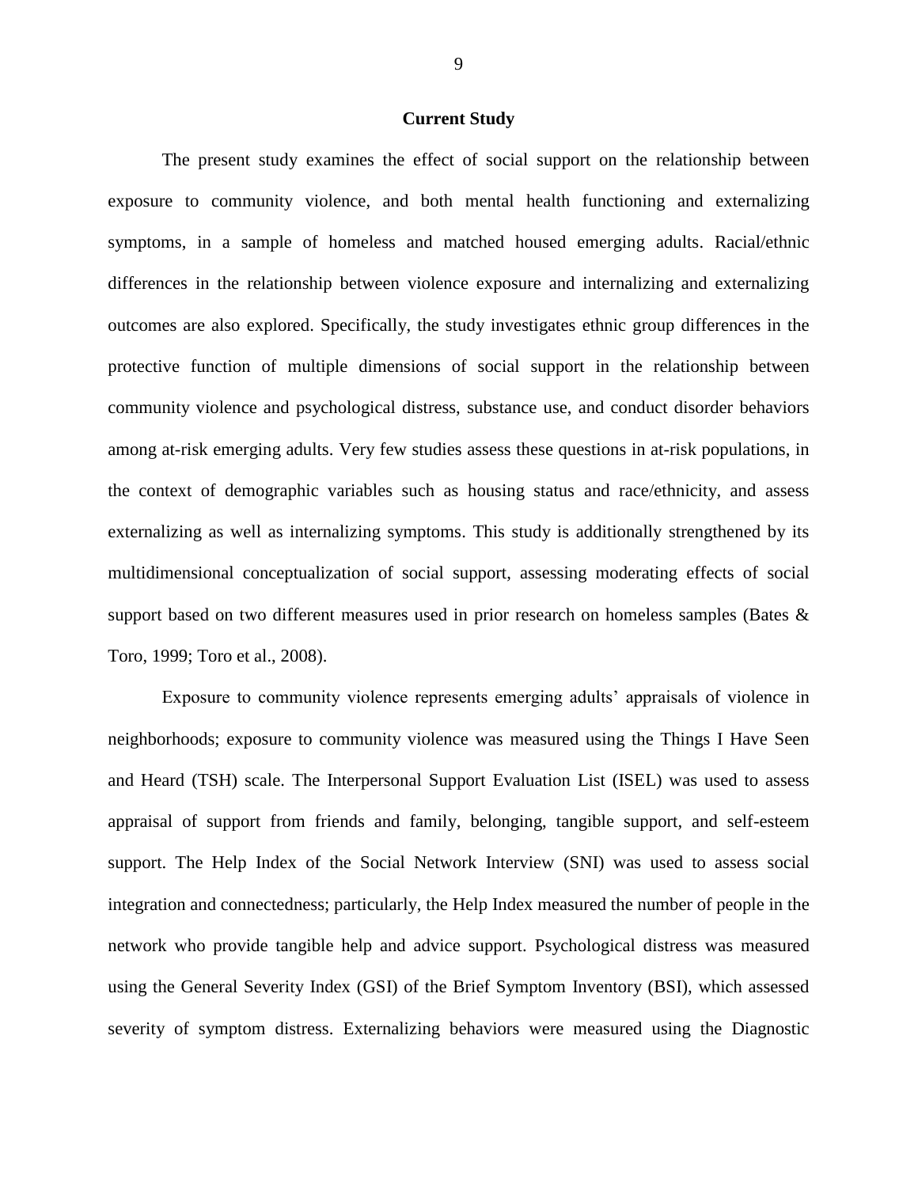## Current Study

The present study examines the effect of social support on the relationship between exposure to community violence, and both mental health functioning and externalizing symptoms, in a sample of homeless and matched housed emerging adults. Racial/ethnic differences in the relationship between violence exposure and internalizing and externalizing outcomes are also explored. Specifically, the study investigates ethnic group differences in the protective function of multiple dimensions of social support in the relationship between community violence and psychological distress, substance use, and conduct disorder behaviors among at-risk emerging adults. Very few studies assess these questions in at-risk populations, in the context of demographic variables such as housing status and race/ethnicity, and assess externalizing as well as internalizing symptoms. This study is additionally strengthened by its multidimensional conceptualization of social support, assessing moderating effects of social support based on two different measures used in prior research on homeless samples (Bates & Toro, 1999; Toro et al., 2008).

Exposure to community violence represents emerging adults' appraisals of violence in neighborhoods; exposure to community violence was measured using the Things I Have Seen and Heard (TSH) scale. The Interpersonal Support Evaluation List (ISEL) was used to assess appraisal of support from friends and family, belonging, tangible support, and self-esteem support. The Help Index of the Social Network Interview (SNI) was used to assess social integration and connectedness; particularly, the Help Index measured the number of people in the network who provide tangible help and advice support. Psychological distress was measured using the General Severity Index (GSI) of the Brief Symptom Inventory (BSI), which assessed severity of symptom distress. Externalizing behaviors were measured using the Diagnostic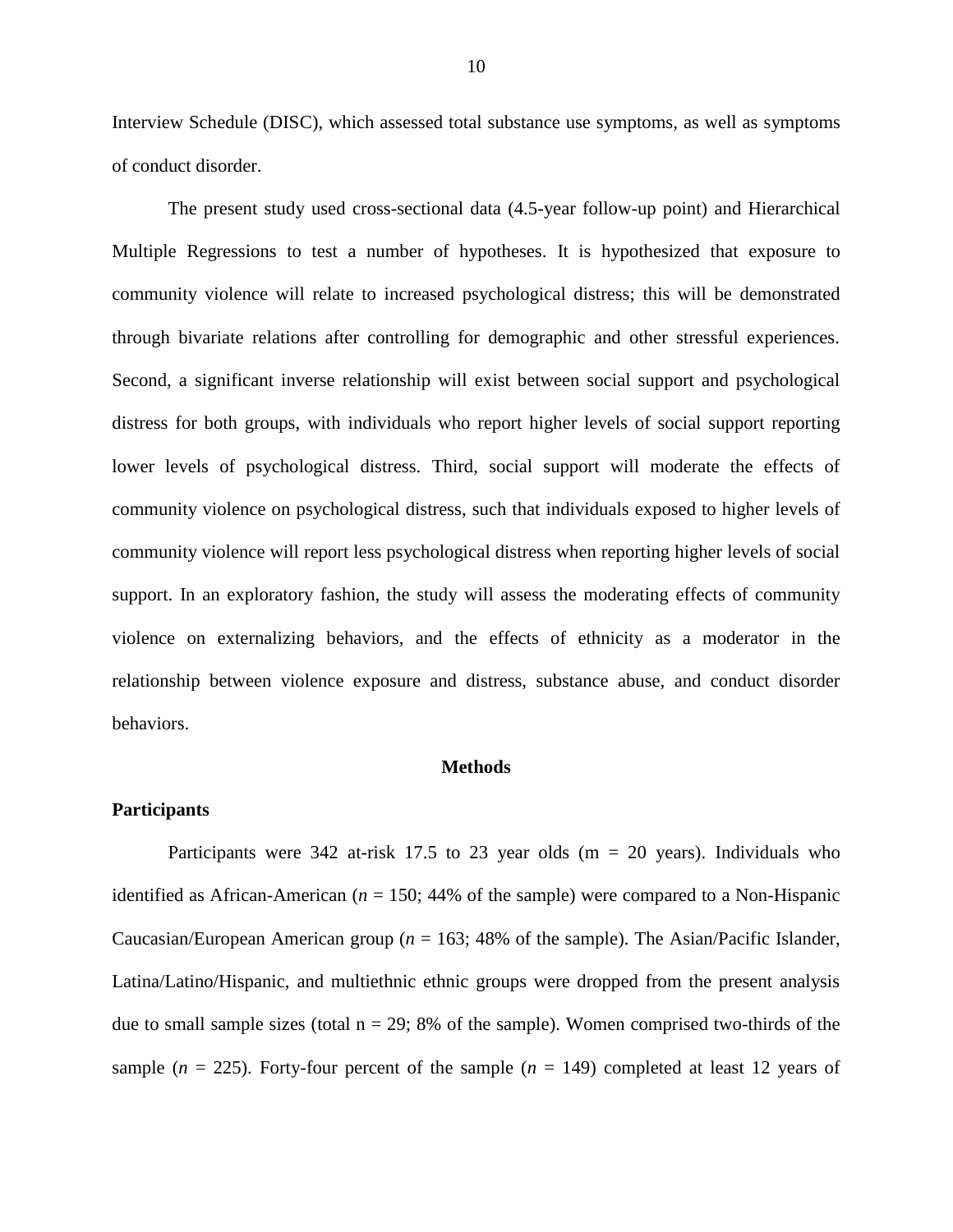Interview Schedule (DISC), which assessed total substance use symptoms, as well as symptoms of conduct disorder.

The present study used cross-sectional data (4.5-year follow-up point) and Hierarchical Multiple Regressions to test a number of hypotheses. It is hypothesized that exposure to community violence will relate to increased psychological distress; this will be demonstrated through bivariate relations after controlling for demographic and other stressful experiences. Second, a significant inverse relationship will exist between social support and psychological distress for both groups, with individuals who report higher levels of social support reporting lower levels of psychological distress. Third, social support will moderate the effects of community violence on psychological distress, such that individuals exposed to higher levels of community violence will report less psychological distress when reporting higher levels of social support. In an exploratory fashion, the study will assess the moderating effects of community violence on externalizing behaviors, and the effects of ethnicity as a moderator in the relationship between violence exposure and distress, substance abuse, and conduct disorder behaviors.

## Methods

### Participants

Participants were 342 at-risk 17.5 to 23 year olds (m = 20 years). Individuals who identified as African-American (*n* = 150; 44% of the sample) were compared to a Non-Hispanic Caucasian/European American group (*n* = 163; 48% of the sample). The Asian/Pacific Islander, Latina/Latino/Hispanic, and multiethnic ethnic groups were dropped from the present analysis due to small sample sizes (total n = 29; 8% of the sample). Women comprised two-thirds of the sample (*n* = 225). Forty-four percent of the sample (*n* = 149) completed at least 12 years of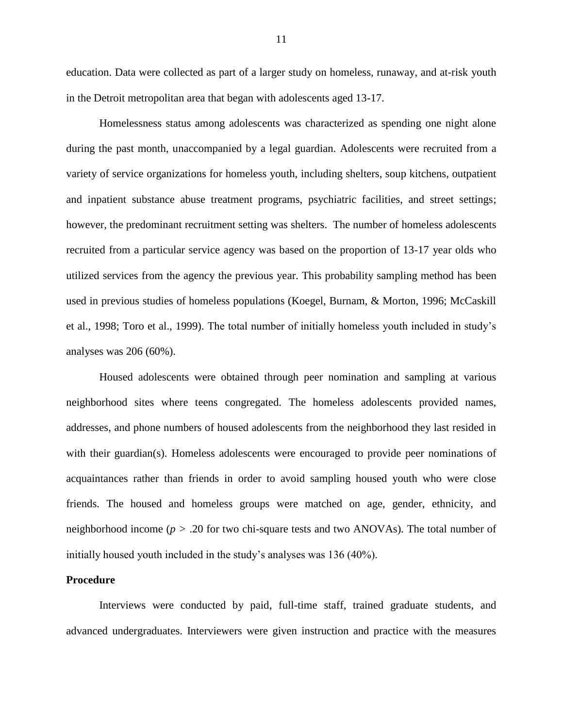education. Data were collected as part of a larger study on homeless, runaway, and at-risk youth in the Detroit metropolitan area that began with adolescents aged 13-17.

Homelessness status among adolescents was characterized as spending one night alone during the past month, unaccompanied by a legal guardian. Adolescents were recruited from a variety of service organizations for homeless youth, including shelters, soup kitchens, outpatient and inpatient substance abuse treatment programs, psychiatric facilities, and street settings; however, the predominant recruitment setting was shelters. The number of homeless adolescents recruited from a particular service agency was based on the proportion of 13-17 year olds who utilized services from the agency the previous year. This probability sampling method has been used in previous studies of homeless populations (Koegel, Burnam, & Morton, 1996; McCaskill et al., 1998; Toro et al., 1999). The total number of initially homeless youth included in study's analyses was 206 (60%).

Housed adolescents were obtained through peer nomination and sampling at various neighborhood sites where teens congregated. The homeless adolescents provided names, addresses, and phone numbers of housed adolescents from the neighborhood they last resided in with their guardian(s). Homeless adolescents were encouraged to provide peer nominations of acquaintances rather than friends in order to avoid sampling housed youth who were close friends. The housed and homeless groups were matched on age, gender, ethnicity, and neighborhood income ($p > .20$ for two chi-square tests and two ANOVAs). The total number of initially housed youth included in the study's analyses was 136 (40%).

**Procedure**

Interviews were conducted by paid, full-time staff, trained graduate students, and advanced undergraduates. Interviewers were given instruction and practice with the measures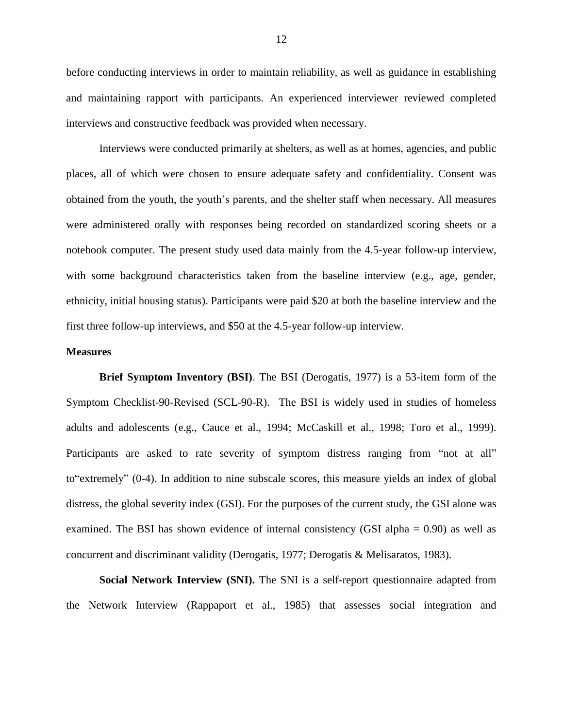before conducting interviews in order to maintain reliability, as well as guidance in establishing and maintaining rapport with participants. An experienced interviewer reviewed completed interviews and constructive feedback was provided when necessary.

Interviews were conducted primarily at shelters, as well as at homes, agencies, and public places, all of which were chosen to ensure adequate safety and confidentiality. Consent was obtained from the youth, the youth's parents, and the shelter staff when necessary. All measures were administered orally with responses being recorded on standardized scoring sheets or a notebook computer. The present study used data mainly from the 4.5-year follow-up interview, with some background characteristics taken from the baseline interview (e.g., age, gender, ethnicity, initial housing status). Participants were paid $20 at both the baseline interview and the first three follow-up interviews, and $50 at the 4.5-year follow-up interview.

### Measures

**Brief Symptom Inventory (BSI)**. The BSI (Derogatis, 1977) is a 53-item form of the Symptom Checklist-90-Revised (SCL-90-R). The BSI is widely used in studies of homeless adults and adolescents (e.g., Cauce et al., 1994; McCaskill et al., 1998; Toro et al., 1999). Participants are asked to rate severity of symptom distress ranging from "not at all" to"extremely" (0-4). In addition to nine subscale scores, this measure yields an index of global distress, the global severity index (GSI). For the purposes of the current study, the GSI alone was examined. The BSI has shown evidence of internal consistency (GSI alpha = 0.90) as well as concurrent and discriminant validity (Derogatis, 1977; Derogatis & Melisaratos, 1983).

**Social Network Interview (SNI).** The SNI is a self-report questionnaire adapted from the Network Interview (Rappaport et al., 1985) that assesses social integration and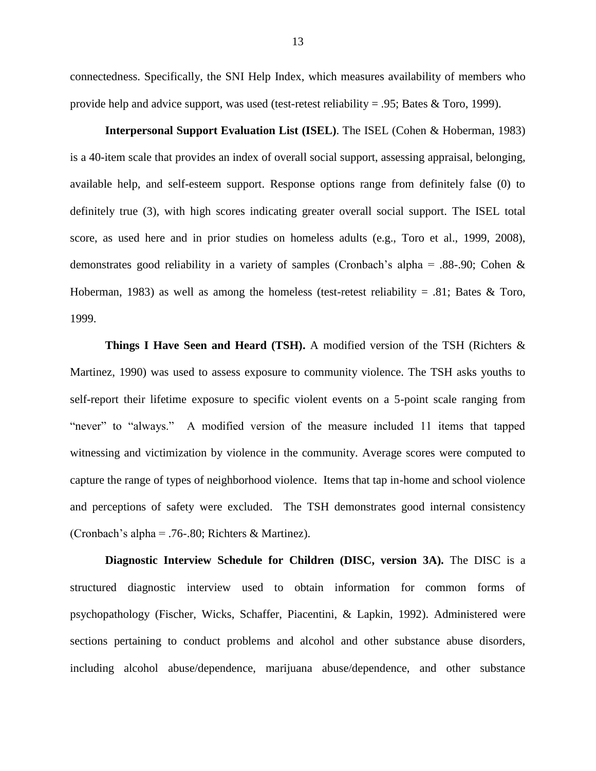connectedness. Specifically, the SNI Help Index, which measures availability of members who provide help and advice support, was used (test-retest reliability = .95; Bates & Toro, 1999).

**Interpersonal Support Evaluation List (ISEL)**. The ISEL (Cohen & Hoberman, 1983) is a 40-item scale that provides an index of overall social support, assessing appraisal, belonging, available help, and self-esteem support. Response options range from definitely false (0) to definitely true (3), with high scores indicating greater overall social support. The ISEL total score, as used here and in prior studies on homeless adults (e.g., Toro et al., 1999, 2008), demonstrates good reliability in a variety of samples (Cronbach's alpha = .88-.90; Cohen & Hoberman, 1983) as well as among the homeless (test-retest reliability = .81; Bates & Toro, 1999.

**Things I Have Seen and Heard (TSH).** A modified version of the TSH (Richters & Martinez, 1990) was used to assess exposure to community violence. The TSH asks youths to self-report their lifetime exposure to specific violent events on a 5-point scale ranging from "never" to "always." A modified version of the measure included 11 items that tapped witnessing and victimization by violence in the community. Average scores were computed to capture the range of types of neighborhood violence. Items that tap in-home and school violence and perceptions of safety were excluded. The TSH demonstrates good internal consistency (Cronbach's alpha = .76-.80; Richters & Martinez).

**Diagnostic Interview Schedule for Children (DISC, version 3A).** The DISC is a structured diagnostic interview used to obtain information for common forms of psychopathology (Fischer, Wicks, Schaffer, Piacentini, & Lapkin, 1992). Administered were sections pertaining to conduct problems and alcohol and other substance abuse disorders, including alcohol abuse/dependence, marijuana abuse/dependence, and other substance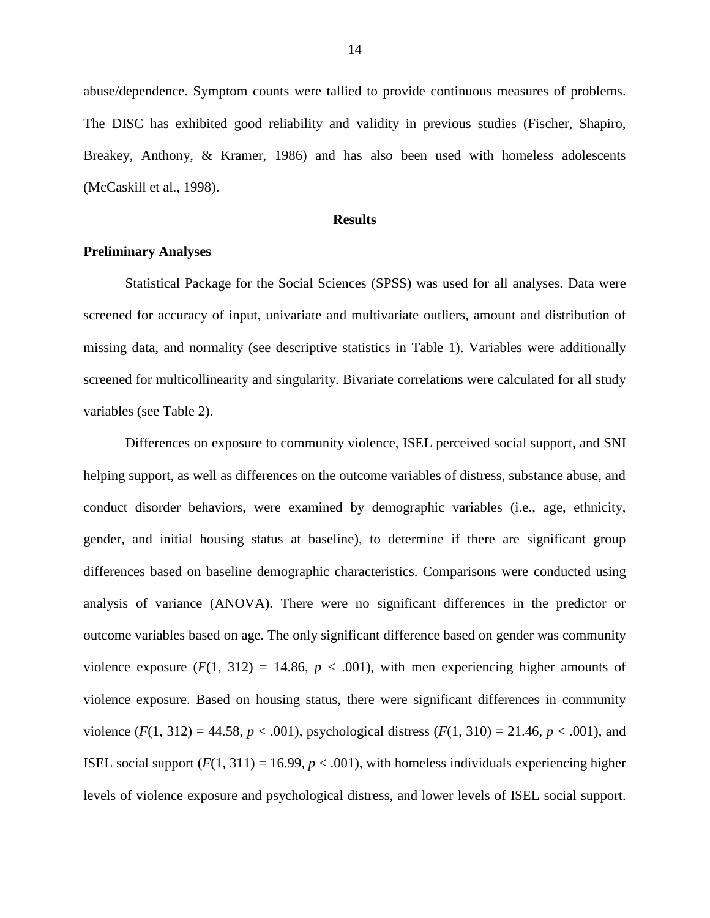abuse/dependence. Symptom counts were tallied to provide continuous measures of problems. The DISC has exhibited good reliability and validity in previous studies (Fischer, Shapiro, Breakey, Anthony, & Kramer, 1986) and has also been used with homeless adolescents (McCaskill et al., 1998).

## Results

### Preliminary Analyses

Statistical Package for the Social Sciences (SPSS) was used for all analyses. Data were screened for accuracy of input, univariate and multivariate outliers, amount and distribution of missing data, and normality (see descriptive statistics in Table 1). Variables were additionally screened for multicollinearity and singularity. Bivariate correlations were calculated for all study variables (see Table 2).

Differences on exposure to community violence, ISEL perceived social support, and SNI helping support, as well as differences on the outcome variables of distress, substance abuse, and conduct disorder behaviors, were examined by demographic variables (i.e., age, ethnicity, gender, and initial housing status at baseline), to determine if there are significant group differences based on baseline demographic characteristics. Comparisons were conducted using analysis of variance (ANOVA). There were no significant differences in the predictor or outcome variables based on age. The only significant difference based on gender was community violence exposure ($F(1, 312) = 14.86$, $p < .001$), with men experiencing higher amounts of violence exposure. Based on housing status, there were significant differences in community violence ($F(1, 312) = 44.58$, $p < .001$), psychological distress ($F(1, 310) = 21.46$, $p < .001$), and ISEL social support ($F(1, 311) = 16.99$, $p < .001$), with homeless individuals experiencing higher levels of violence exposure and psychological distress, and lower levels of ISEL social support.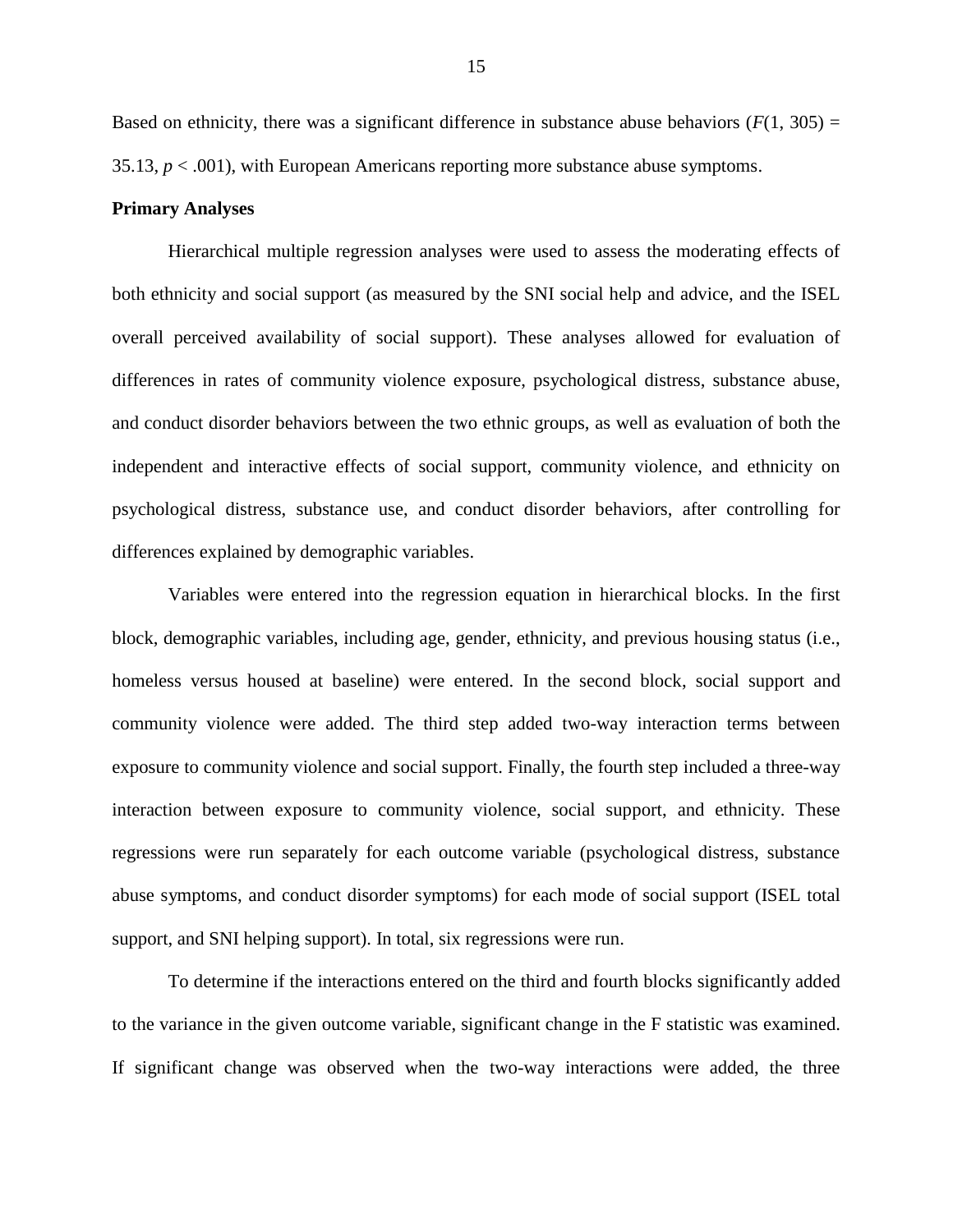Based on ethnicity, there was a significant difference in substance abuse behaviors ($F(1, 305) = 35.13$, $p < .001$), with European Americans reporting more substance abuse symptoms.

**Primary Analyses**

Hierarchical multiple regression analyses were used to assess the moderating effects of both ethnicity and social support (as measured by the SNI social help and advice, and the ISEL overall perceived availability of social support). These analyses allowed for evaluation of differences in rates of community violence exposure, psychological distress, substance abuse, and conduct disorder behaviors between the two ethnic groups, as well as evaluation of both the independent and interactive effects of social support, community violence, and ethnicity on psychological distress, substance use, and conduct disorder behaviors, after controlling for differences explained by demographic variables.

Variables were entered into the regression equation in hierarchical blocks. In the first block, demographic variables, including age, gender, ethnicity, and previous housing status (i.e., homeless versus housed at baseline) were entered. In the second block, social support and community violence were added. The third step added two-way interaction terms between exposure to community violence and social support. Finally, the fourth step included a three-way interaction between exposure to community violence, social support, and ethnicity. These regressions were run separately for each outcome variable (psychological distress, substance abuse symptoms, and conduct disorder symptoms) for each mode of social support (ISEL total support, and SNI helping support). In total, six regressions were run.

To determine if the interactions entered on the third and fourth blocks significantly added to the variance in the given outcome variable, significant change in the F statistic was examined. If significant change was observed when the two-way interactions were added, the three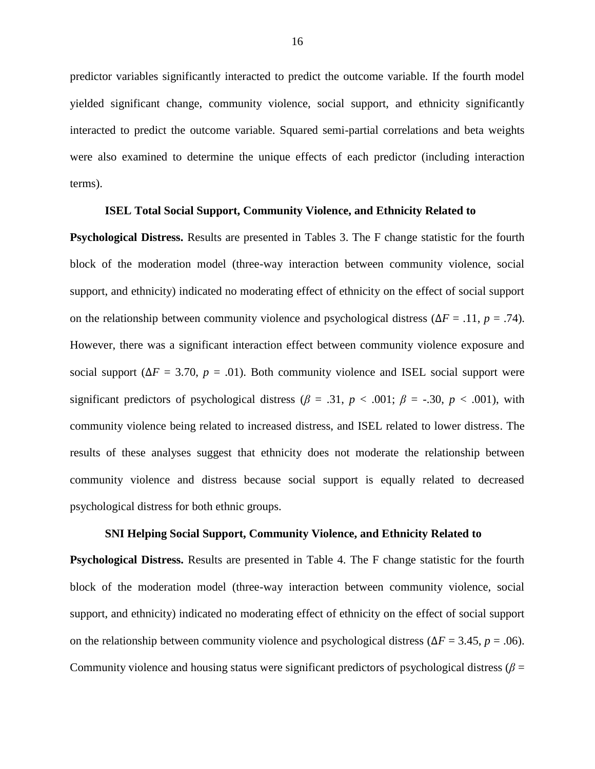predictor variables significantly interacted to predict the outcome variable. If the fourth model yielded significant change, community violence, social support, and ethnicity significantly interacted to predict the outcome variable. Squared semi-partial correlations and beta weights were also examined to determine the unique effects of each predictor (including interaction terms).

**ISEL Total Social Support, Community Violence, and Ethnicity Related to Psychological Distress.** Results are presented in Tables 3. The F change statistic for the fourth block of the moderation model (three-way interaction between community violence, social support, and ethnicity) indicated no moderating effect of ethnicity on the effect of social support on the relationship between community violence and psychological distress ($\Delta F$ = .11, $p$ = .74). However, there was a significant interaction effect between community violence exposure and social support ($\Delta F$ = 3.70, $p$ = .01). Both community violence and ISEL social support were significant predictors of psychological distress ($\beta$ = .31, $p$ < .001; $\beta$ = -.30, $p$ < .001), with community violence being related to increased distress, and ISEL related to lower distress. The results of these analyses suggest that ethnicity does not moderate the relationship between community violence and distress because social support is equally related to decreased psychological distress for both ethnic groups.

**SNI Helping Social Support, Community Violence, and Ethnicity Related to Psychological Distress.** Results are presented in Table 4. The F change statistic for the fourth block of the moderation model (three-way interaction between community violence, social support, and ethnicity) indicated no moderating effect of ethnicity on the effect of social support on the relationship between community violence and psychological distress ($\Delta F$ = 3.45, $p$ = .06). Community violence and housing status were significant predictors of psychological distress ($\beta$ =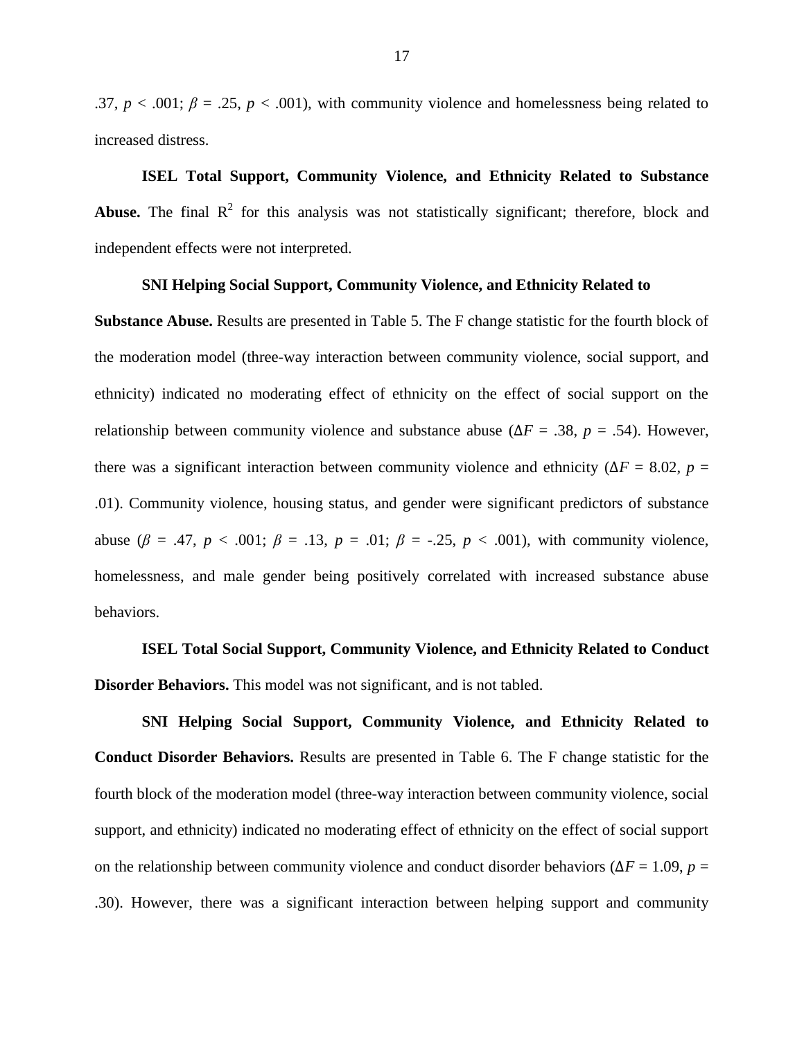.37, $p < .001$; $\beta = .25$, $p < .001$), with community violence and homelessness being related to increased distress.

**ISEL Total Support, Community Violence, and Ethnicity Related to Substance Abuse.** The final $R^2$ for this analysis was not statistically significant; therefore, block and independent effects were not interpreted.

**SNI Helping Social Support, Community Violence, and Ethnicity Related to Substance Abuse.** Results are presented in Table 5. The F change statistic for the fourth block of the moderation model (three-way interaction between community violence, social support, and ethnicity) indicated no moderating effect of ethnicity on the effect of social support on the relationship between community violence and substance abuse ($\Delta F = .38$, $p = .54$). However, there was a significant interaction between community violence and ethnicity ($\Delta F = 8.02$, $p = .01$). Community violence, housing status, and gender were significant predictors of substance abuse ($\beta = .47$, $p < .001$; $\beta = .13$, $p = .01$; $\beta = -.25$, $p < .001$), with community violence, homelessness, and male gender being positively correlated with increased substance abuse behaviors.

**ISEL Total Social Support, Community Violence, and Ethnicity Related to Conduct Disorder Behaviors.** This model was not significant, and is not tabled.

**SNI Helping Social Support, Community Violence, and Ethnicity Related to Conduct Disorder Behaviors.** Results are presented in Table 6. The F change statistic for the fourth block of the moderation model (three-way interaction between community violence, social support, and ethnicity) indicated no moderating effect of ethnicity on the effect of social support on the relationship between community violence and conduct disorder behaviors ($\Delta F = 1.09$, $p = .30$). However, there was a significant interaction between helping support and community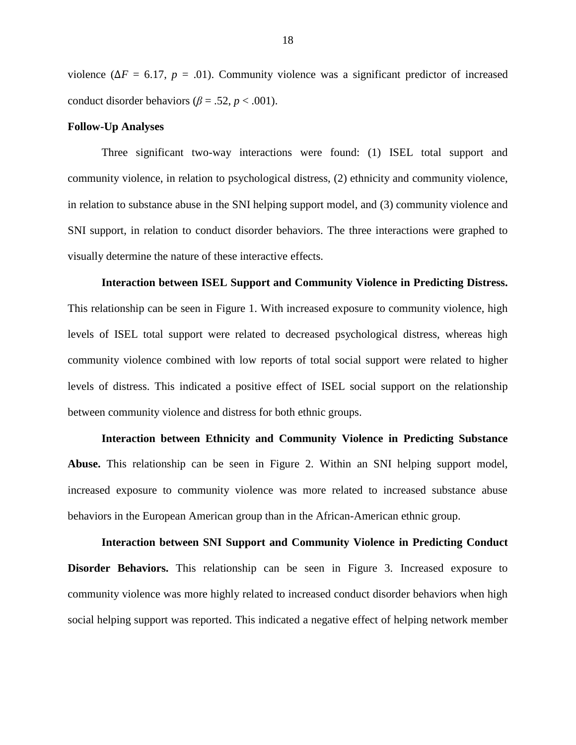violence ($\Delta F$ = 6.17, $p$ = .01). Community violence was a significant predictor of increased conduct disorder behaviors ($\beta$ = .52, $p$ < .001).

**Follow-Up Analyses**

Three significant two-way interactions were found: (1) ISEL total support and community violence, in relation to psychological distress, (2) ethnicity and community violence, in relation to substance abuse in the SNI helping support model, and (3) community violence and SNI support, in relation to conduct disorder behaviors. The three interactions were graphed to visually determine the nature of these interactive effects.

**Interaction between ISEL Support and Community Violence in Predicting Distress.** This relationship can be seen in Figure 1. With increased exposure to community violence, high levels of ISEL total support were related to decreased psychological distress, whereas high community violence combined with low reports of total social support were related to higher levels of distress. This indicated a positive effect of ISEL social support on the relationship between community violence and distress for both ethnic groups.

**Interaction between Ethnicity and Community Violence in Predicting Substance Abuse.** This relationship can be seen in Figure 2. Within an SNI helping support model, increased exposure to community violence was more related to increased substance abuse behaviors in the European American group than in the African-American ethnic group.

**Interaction between SNI Support and Community Violence in Predicting Conduct Disorder Behaviors.** This relationship can be seen in Figure 3. Increased exposure to community violence was more highly related to increased conduct disorder behaviors when high social helping support was reported. This indicated a negative effect of helping network member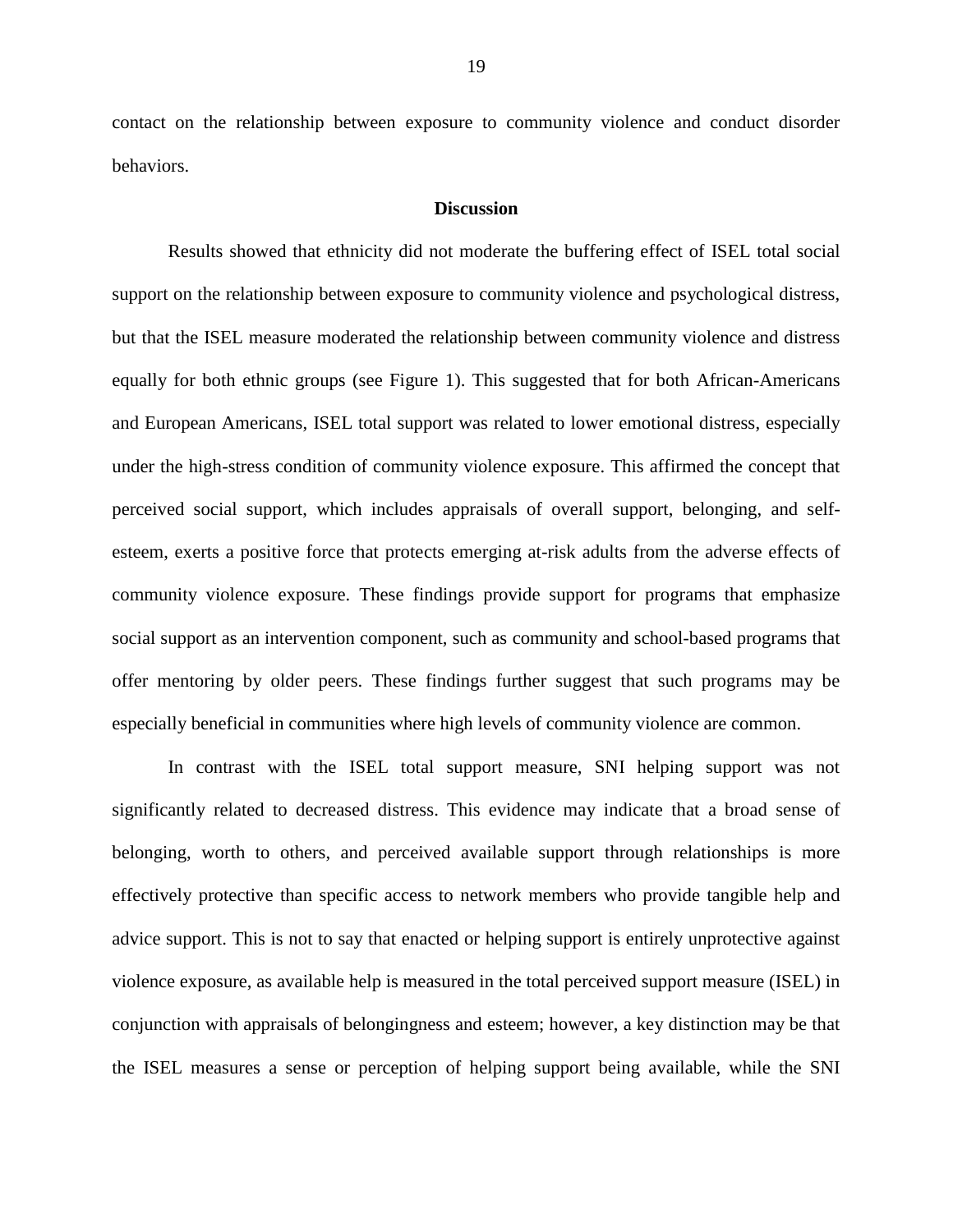contact on the relationship between exposure to community violence and conduct disorder behaviors.

## Discussion

Results showed that ethnicity did not moderate the buffering effect of ISEL total social support on the relationship between exposure to community violence and psychological distress, but that the ISEL measure moderated the relationship between community violence and distress equally for both ethnic groups (see Figure 1). This suggested that for both African-Americans and European Americans, ISEL total support was related to lower emotional distress, especially under the high-stress condition of community violence exposure. This affirmed the concept that perceived social support, which includes appraisals of overall support, belonging, and self-esteem, exerts a positive force that protects emerging at-risk adults from the adverse effects of community violence exposure. These findings provide support for programs that emphasize social support as an intervention component, such as community and school-based programs that offer mentoring by older peers. These findings further suggest that such programs may be especially beneficial in communities where high levels of community violence are common.

In contrast with the ISEL total support measure, SNI helping support was not significantly related to decreased distress. This evidence may indicate that a broad sense of belonging, worth to others, and perceived available support through relationships is more effectively protective than specific access to network members who provide tangible help and advice support. This is not to say that enacted or helping support is entirely unprotective against violence exposure, as available help is measured in the total perceived support measure (ISEL) in conjunction with appraisals of belongingness and esteem; however, a key distinction may be that the ISEL measures a sense or perception of helping support being available, while the SNI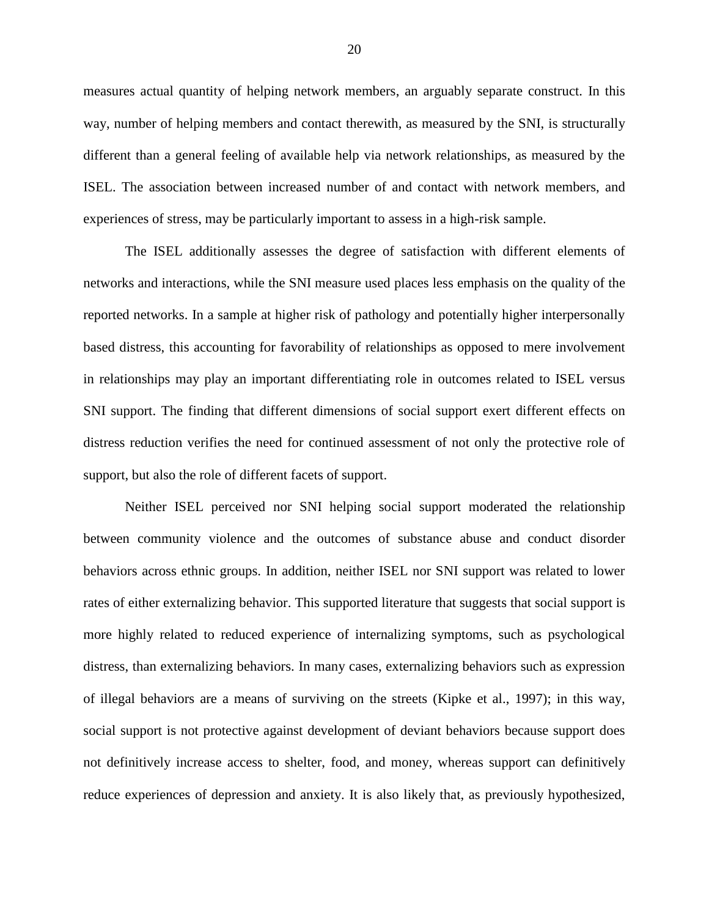measures actual quantity of helping network members, an arguably separate construct. In this way, number of helping members and contact therewith, as measured by the SNI, is structurally different than a general feeling of available help via network relationships, as measured by the ISEL. The association between increased number of and contact with network members, and experiences of stress, may be particularly important to assess in a high-risk sample.

The ISEL additionally assesses the degree of satisfaction with different elements of networks and interactions, while the SNI measure used places less emphasis on the quality of the reported networks. In a sample at higher risk of pathology and potentially higher interpersonally based distress, this accounting for favorability of relationships as opposed to mere involvement in relationships may play an important differentiating role in outcomes related to ISEL versus SNI support. The finding that different dimensions of social support exert different effects on distress reduction verifies the need for continued assessment of not only the protective role of support, but also the role of different facets of support.

Neither ISEL perceived nor SNI helping social support moderated the relationship between community violence and the outcomes of substance abuse and conduct disorder behaviors across ethnic groups. In addition, neither ISEL nor SNI support was related to lower rates of either externalizing behavior. This supported literature that suggests that social support is more highly related to reduced experience of internalizing symptoms, such as psychological distress, than externalizing behaviors. In many cases, externalizing behaviors such as expression of illegal behaviors are a means of surviving on the streets (Kipke et al., 1997); in this way, social support is not protective against development of deviant behaviors because support does not definitively increase access to shelter, food, and money, whereas support can definitively reduce experiences of depression and anxiety. It is also likely that, as previously hypothesized,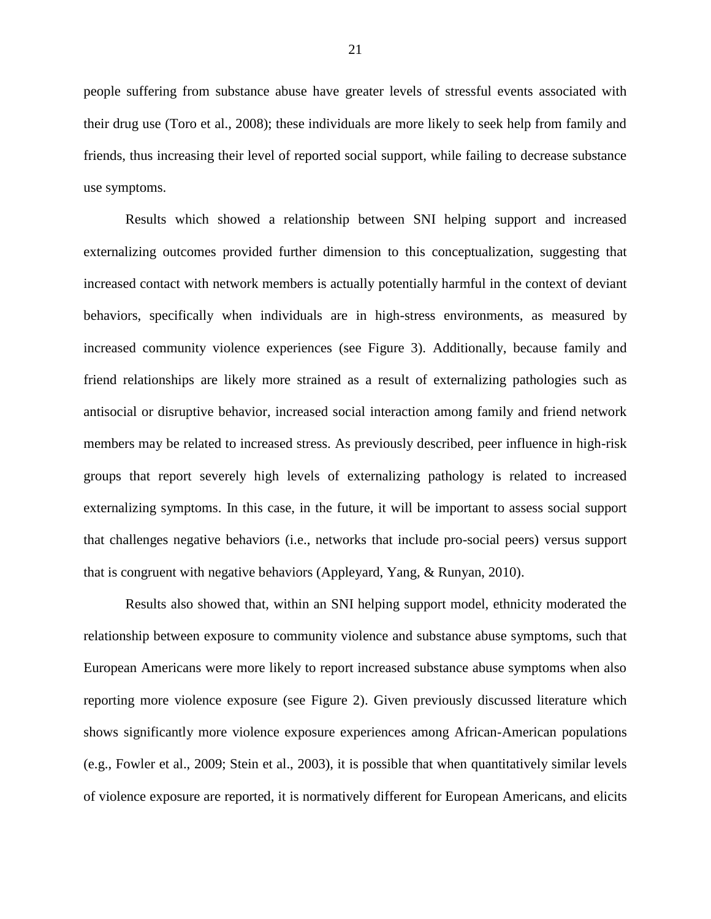people suffering from substance abuse have greater levels of stressful events associated with their drug use (Toro et al., 2008); these individuals are more likely to seek help from family and friends, thus increasing their level of reported social support, while failing to decrease substance use symptoms.

Results which showed a relationship between SNI helping support and increased externalizing outcomes provided further dimension to this conceptualization, suggesting that increased contact with network members is actually potentially harmful in the context of deviant behaviors, specifically when individuals are in high-stress environments, as measured by increased community violence experiences (see Figure 3). Additionally, because family and friend relationships are likely more strained as a result of externalizing pathologies such as antisocial or disruptive behavior, increased social interaction among family and friend network members may be related to increased stress. As previously described, peer influence in high-risk groups that report severely high levels of externalizing pathology is related to increased externalizing symptoms. In this case, in the future, it will be important to assess social support that challenges negative behaviors (i.e., networks that include pro-social peers) versus support that is congruent with negative behaviors (Appleyard, Yang, & Runyan, 2010).

Results also showed that, within an SNI helping support model, ethnicity moderated the relationship between exposure to community violence and substance abuse symptoms, such that European Americans were more likely to report increased substance abuse symptoms when also reporting more violence exposure (see Figure 2). Given previously discussed literature which shows significantly more violence exposure experiences among African-American populations (e.g., Fowler et al., 2009; Stein et al., 2003), it is possible that when quantitatively similar levels of violence exposure are reported, it is normatively different for European Americans, and elicits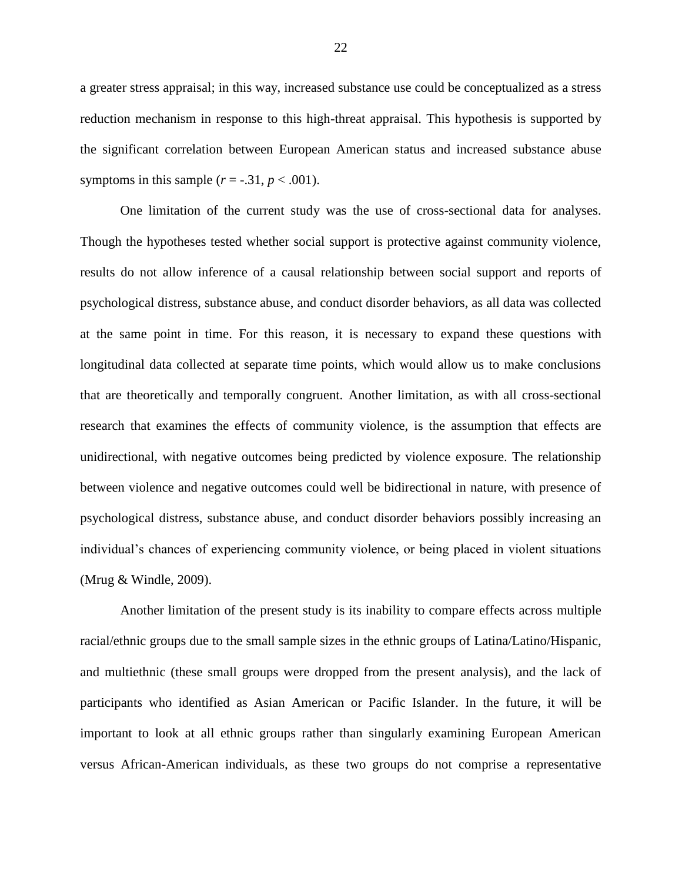a greater stress appraisal; in this way, increased substance use could be conceptualized as a stress reduction mechanism in response to this high-threat appraisal. This hypothesis is supported by the significant correlation between European American status and increased substance abuse symptoms in this sample ($r = -.31$, $p < .001$).

One limitation of the current study was the use of cross-sectional data for analyses. Though the hypotheses tested whether social support is protective against community violence, results do not allow inference of a causal relationship between social support and reports of psychological distress, substance abuse, and conduct disorder behaviors, as all data was collected at the same point in time. For this reason, it is necessary to expand these questions with longitudinal data collected at separate time points, which would allow us to make conclusions that are theoretically and temporally congruent. Another limitation, as with all cross-sectional research that examines the effects of community violence, is the assumption that effects are unidirectional, with negative outcomes being predicted by violence exposure. The relationship between violence and negative outcomes could well be bidirectional in nature, with presence of psychological distress, substance abuse, and conduct disorder behaviors possibly increasing an individual's chances of experiencing community violence, or being placed in violent situations (Mrug & Windle, 2009).

Another limitation of the present study is its inability to compare effects across multiple racial/ethnic groups due to the small sample sizes in the ethnic groups of Latina/Latino/Hispanic, and multiethnic (these small groups were dropped from the present analysis), and the lack of participants who identified as Asian American or Pacific Islander. In the future, it will be important to look at all ethnic groups rather than singularly examining European American versus African-American individuals, as these two groups do not comprise a representative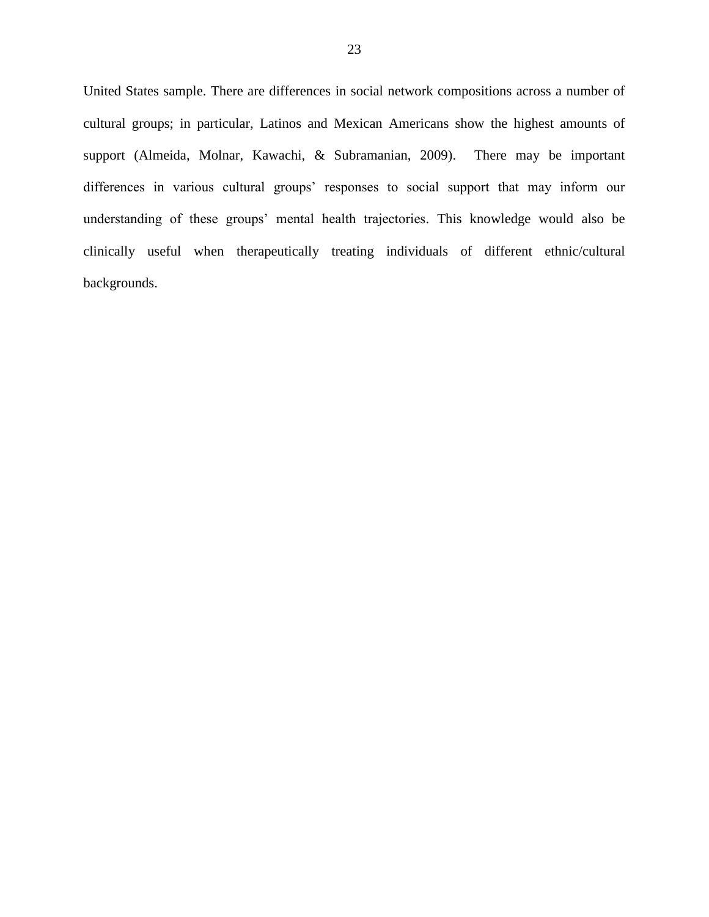United States sample. There are differences in social network compositions across a number of cultural groups; in particular, Latinos and Mexican Americans show the highest amounts of support (Almeida, Molnar, Kawachi, & Subramanian, 2009). There may be important differences in various cultural groups' responses to social support that may inform our understanding of these groups' mental health trajectories. This knowledge would also be clinically useful when therapeutically treating individuals of different ethnic/cultural backgrounds.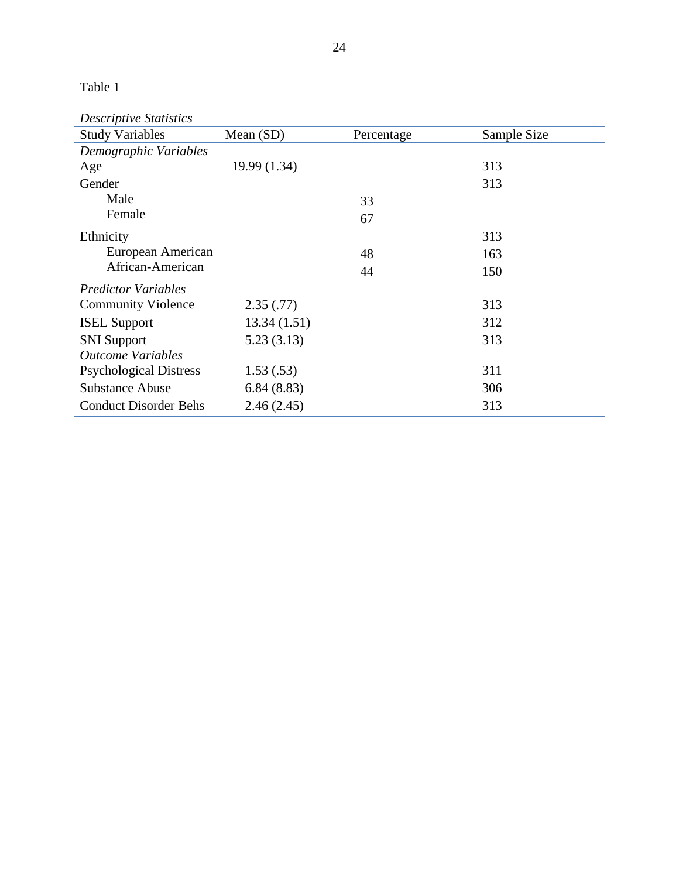Table 1

*Descriptive Statistics*

| Study Variables | Mean (SD) | Percentage | Sample Size |
|---|---|---|---|
| *Demographic Variables* | | | |
| Age | 19.99 (1.34) | | 313 |
| Gender | | | 313 |
| Male | | 33 | |
| Female | | 67 | |
| Ethnicity | | | 313 |
| European American | | 48 | 163 |
| African-American | | 44 | 150 |
| *Predictor Variables* | | | |
| Community Violence | 2.35 (.77) | | 313 |
| ISEL Support | 13.34 (1.51) | | 312 |
| SNI Support | 5.23 (3.13) | | 313 |
| *Outcome Variables* | | | |
| Psychological Distress | 1.53 (.53) | | 311 |
| Substance Abuse | 6.84 (8.83) | | 306 |
| Conduct Disorder Behs | 2.46 (2.45) | | 313 |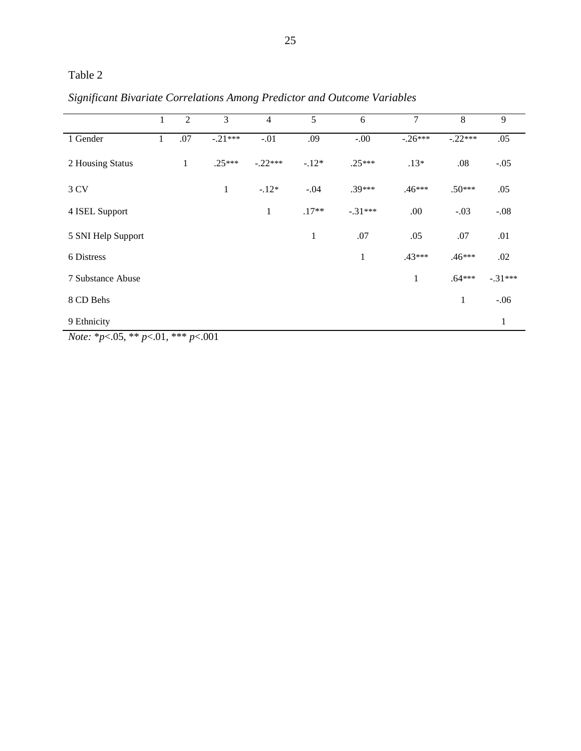Table 2

*Significant Bivariate Correlations Among Predictor and Outcome Variables*

| | 1 | 2 | 3 | 4 | 5 | 6 | 7 | 8 | 9 |
|---|---|---|---|---|---|---|---|---|---|
| 1 Gender | 1 | .07 | -.21*** | -.01 | .09 | -.00 | -.26*** | -.22*** | .05 |
| 2 Housing Status | | 1 | .25*** | -.22*** | -.12* | .25*** | .13* | .08 | -.05 |
| 3 CV | | | 1 | -.12* | -.04 | .39*** | .46*** | .50*** | .05 |
| 4 ISEL Support | | | | 1 | .17** | -.31*** | .00 | -.03 | -.08 |
| 5 SNI Help Support | | | | | 1 | .07 | .05 | .07 | .01 |
| 6 Distress | | | | | | 1 | .43*** | .46*** | .02 |
| 7 Substance Abuse | | | | | | | 1 | .64*** | -.31*** |
| 8 CD Behs | | | | | | | | 1 | -.06 |
| 9 Ethnicity | | | | | | | | | 1 |

*Note:* *$p$<.05, ** $p$<.01, *** $p$<.001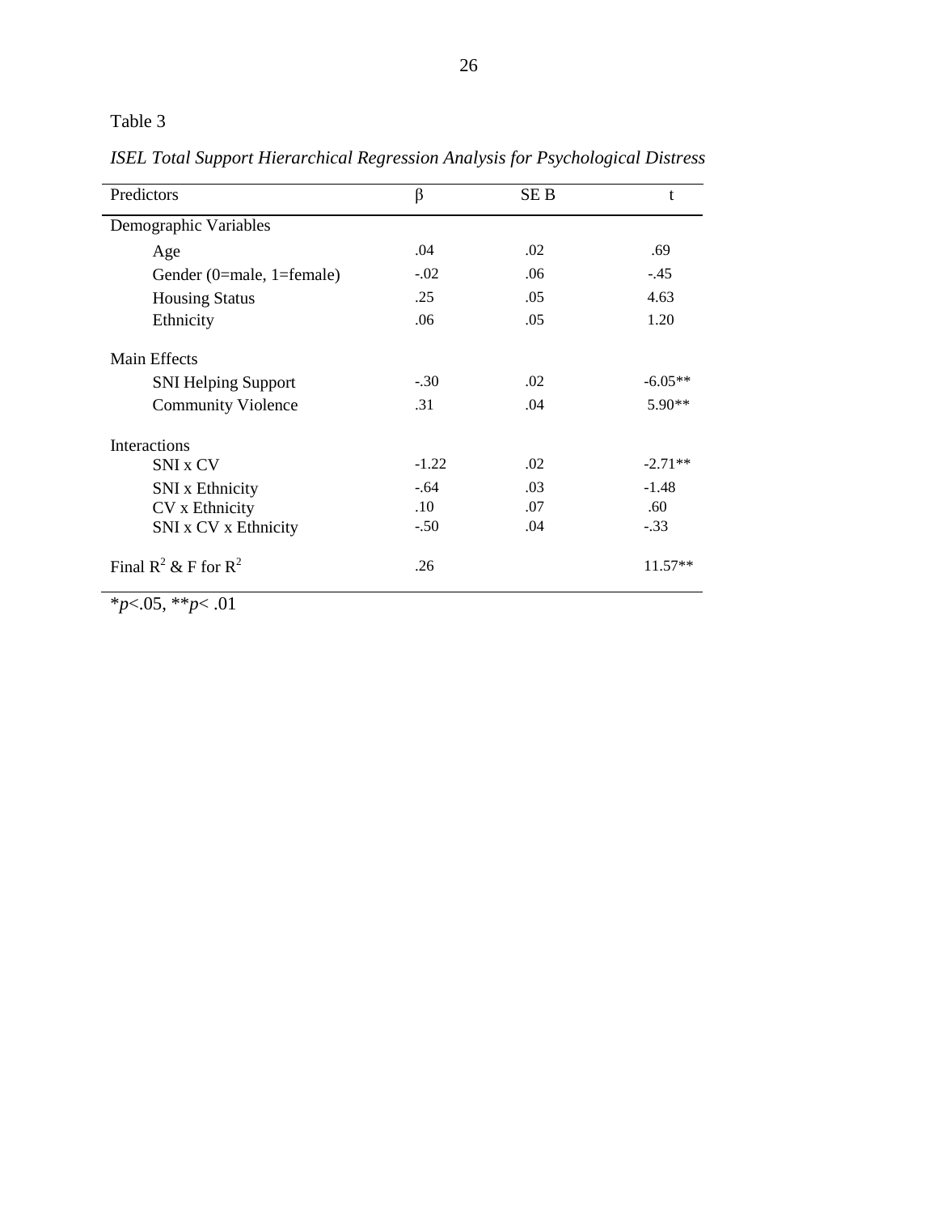Table 3

*ISEL Total Support Hierarchical Regression Analysis for Psychological Distress*

| Predictors | β | SE B | t |
|---|---|---|---|
| Demographic Variables | | | |
| Age | .04 | .02 | .69 |
| Gender (0=male, 1=female) | -.02 | .06 | -.45 |
| Housing Status | .25 | .05 | 4.63 |
| Ethnicity | .06 | .05 | 1.20 |
| Main Effects | | | |
| SNI Helping Support | -.30 | .02 | -6.05** |
| Community Violence | .31 | .04 | 5.90** |
| Interactions | | | |
| SNI x CV | -1.22 | .02 | -2.71** |
| SNI x Ethnicity | -.64 | .03 | -1.48 |
| CV x Ethnicity | .10 | .07 | .60 |
| SNI x CV x Ethnicity | -.50 | .04 | -.33 |
| Final $R^2$ & F for $R^2$ | .26 | | 11.57** |

*$p<.05$, **$p< .01$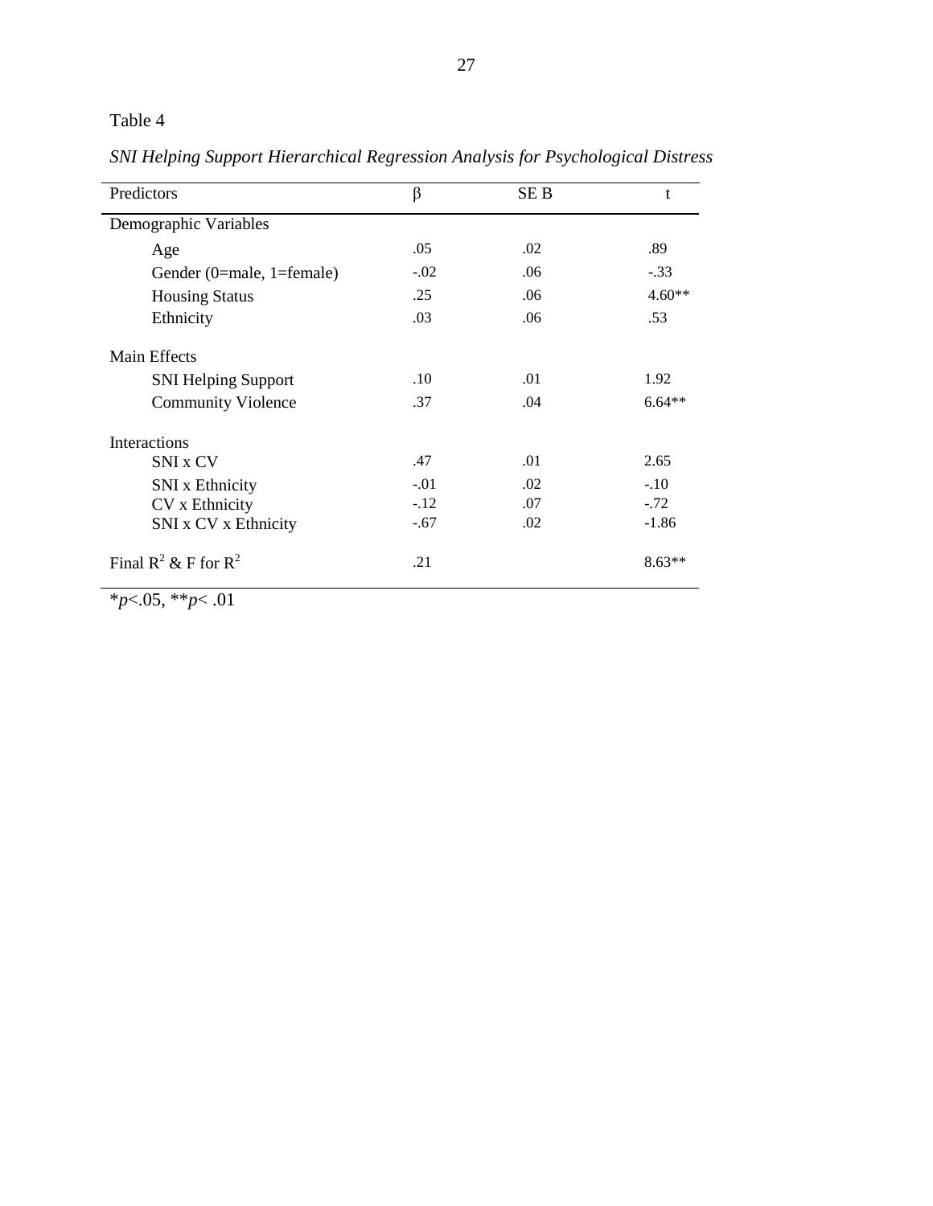Table 4

*SNI Helping Support Hierarchical Regression Analysis for Psychological Distress*

| Predictors | β | SE B | t |
|---|---|---|---|
| Demographic Variables | | | |
| Age | .05 | .02 | .89 |
| Gender (0=male, 1=female) | -.02 | .06 | -.33 |
| Housing Status | .25 | .06 | 4.60** |
| Ethnicity | .03 | .06 | .53 |
| Main Effects | | | |
| SNI Helping Support | .10 | .01 | 1.92 |
| Community Violence | .37 | .04 | 6.64** |
| Interactions | | | |
| SNI x CV | .47 | .01 | 2.65 |
| SNI x Ethnicity | -.01 | .02 | -.10 |
| CV x Ethnicity | -.12 | .07 | -.72 |
| SNI x CV x Ethnicity | -.67 | .02 | -1.86 |
| Final $R^2$ & F for $R^2$ | .21 | | 8.63** |

*$p$<.05, **$p$< .01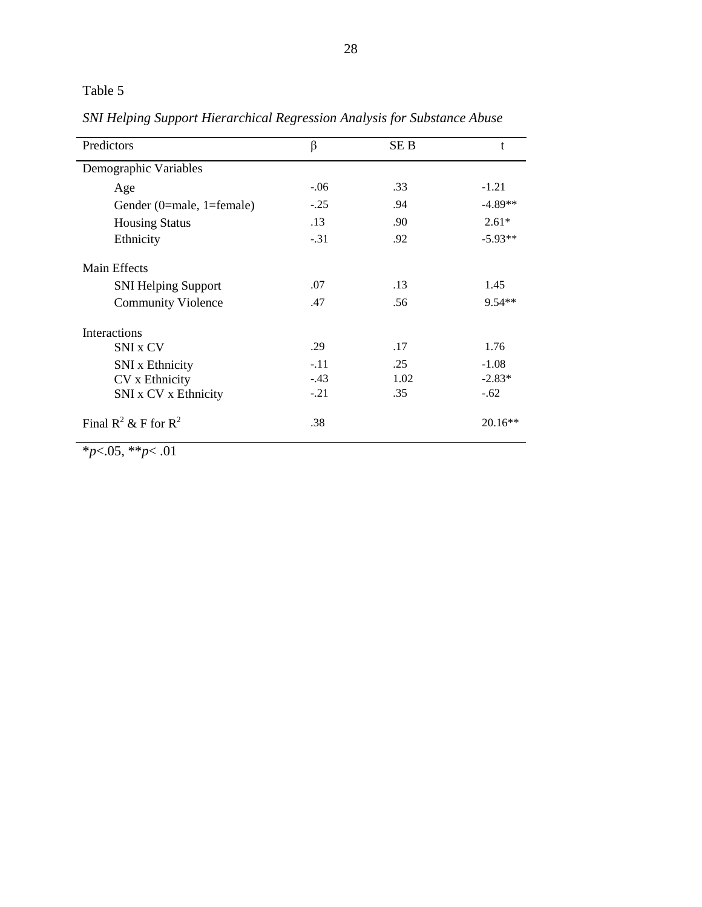Table 5

*SNI Helping Support Hierarchical Regression Analysis for Substance Abuse*

| Predictors | β | SE B | t |
|---|---|---|---|
| Demographic Variables | | | |
| Age | -.06 | .33 | -1.21 |
| Gender (0=male, 1=female) | -.25 | .94 | -4.89** |
| Housing Status | .13 | .90 | 2.61* |
| Ethnicity | -.31 | .92 | -5.93** |
| Main Effects | | | |
| SNI Helping Support | .07 | .13 | 1.45 |
| Community Violence | .47 | .56 | 9.54** |
| Interactions | | | |
| SNI x CV | .29 | .17 | 1.76 |
| SNI x Ethnicity | -.11 | .25 | -1.08 |
| CV x Ethnicity | -.43 | 1.02 | -2.83* |
| SNI x CV x Ethnicity | -.21 | .35 | -.62 |
| Final $R^2$ & F for $R^2$ | .38 | | 20.16** |

*$p$<.05, **$p$< .01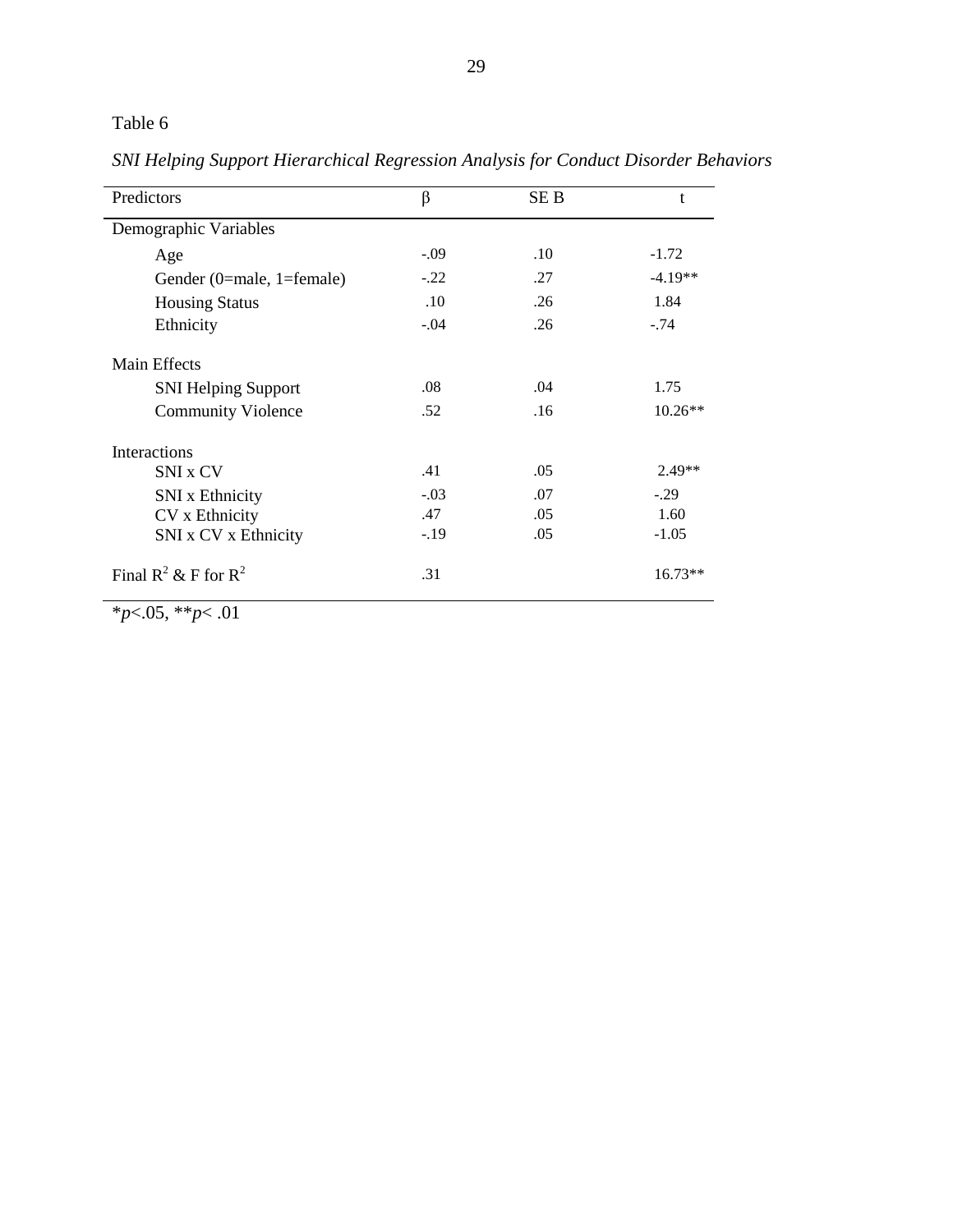Table 6

*SNI Helping Support Hierarchical Regression Analysis for Conduct Disorder Behaviors*

| Predictors | β | SE B | t |
|---|---|---|---|
| Demographic Variables | | | |
| Age | -.09 | .10 | -1.72 |
| Gender (0=male, 1=female) | -.22 | .27 | -4.19** |
| Housing Status | .10 | .26 | 1.84 |
| Ethnicity | -.04 | .26 | -.74 |
| Main Effects | | | |
| SNI Helping Support | .08 | .04 | 1.75 |
| Community Violence | .52 | .16 | 10.26** |
| Interactions | | | |
| SNI x CV | .41 | .05 | 2.49** |
| SNI x Ethnicity | -.03 | .07 | -.29 |
| CV x Ethnicity | .47 | .05 | 1.60 |
| SNI x CV x Ethnicity | -.19 | .05 | -1.05 |
| Final $R^2$ & F for $R^2$ | .31 | | 16.73** |

*$p$<.05, **$p$< .01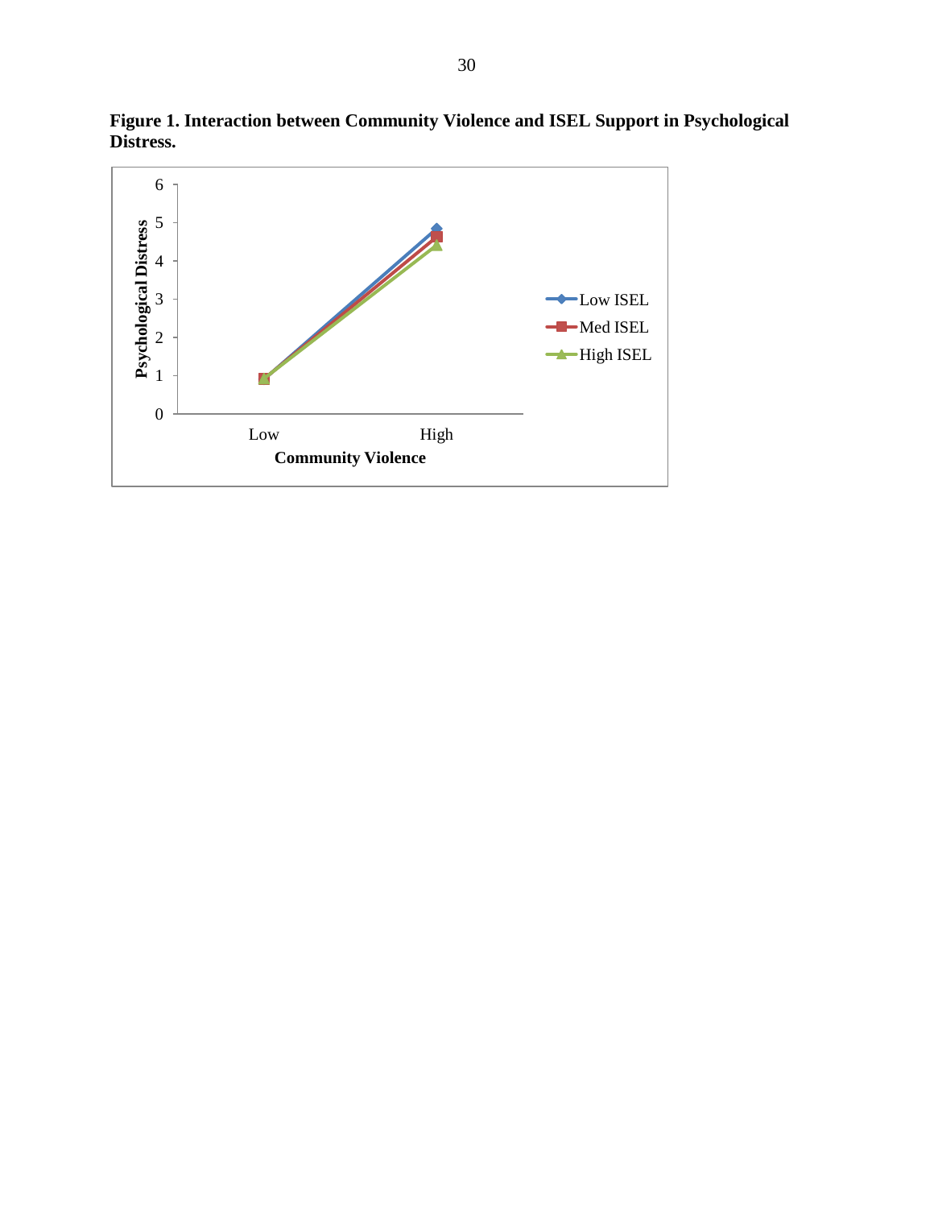**Figure 1. Interaction between Community Violence and ISEL Support in Psychological Distress.**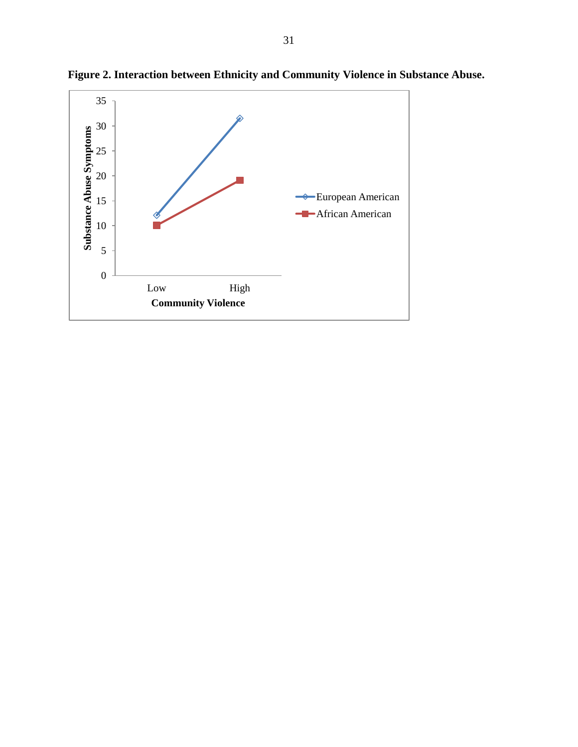**Figure 2. Interaction between Ethnicity and Community Violence in Substance Abuse.**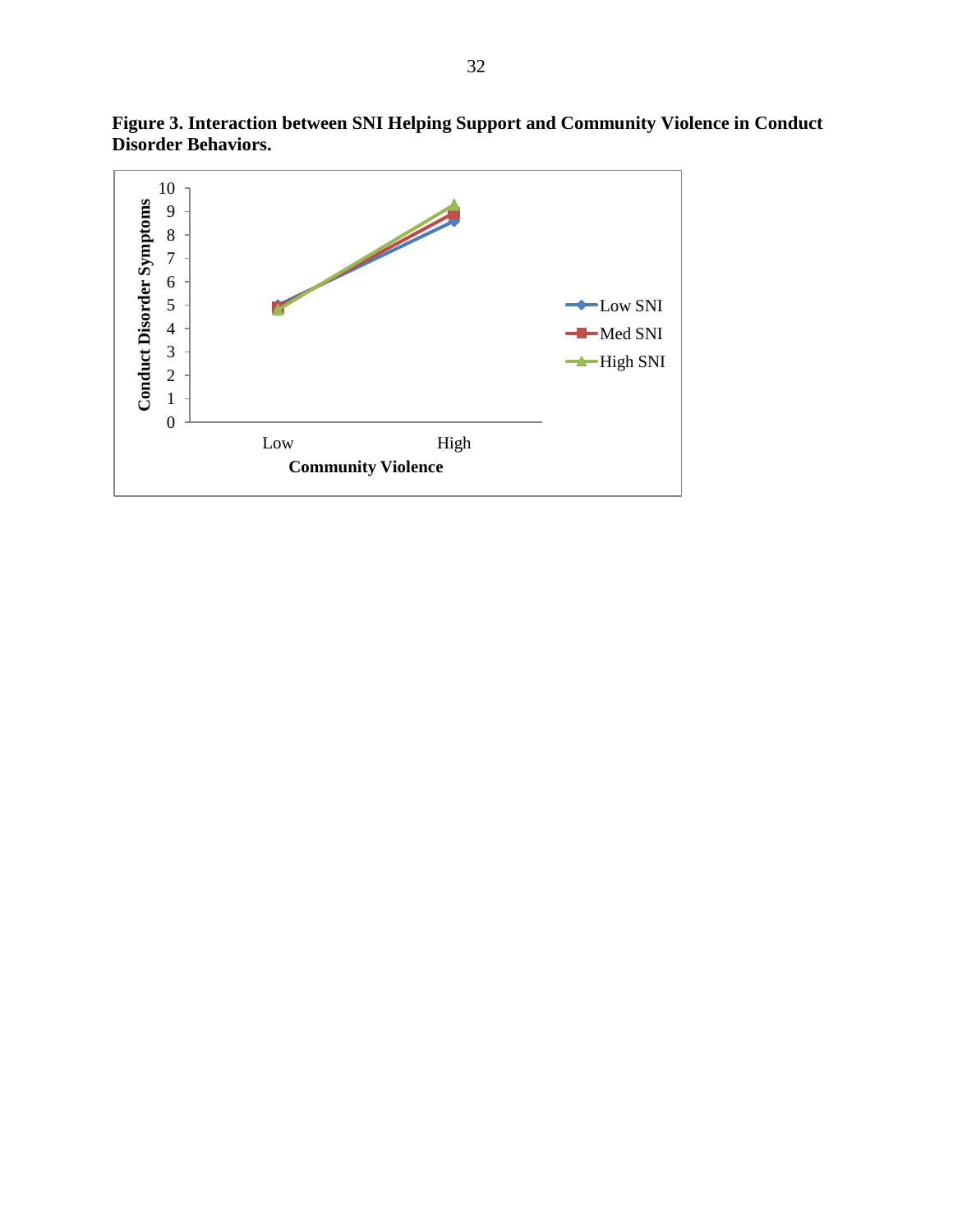**Figure 3. Interaction between SNI Helping Support and Community Violence in Conduct Disorder Behaviors.**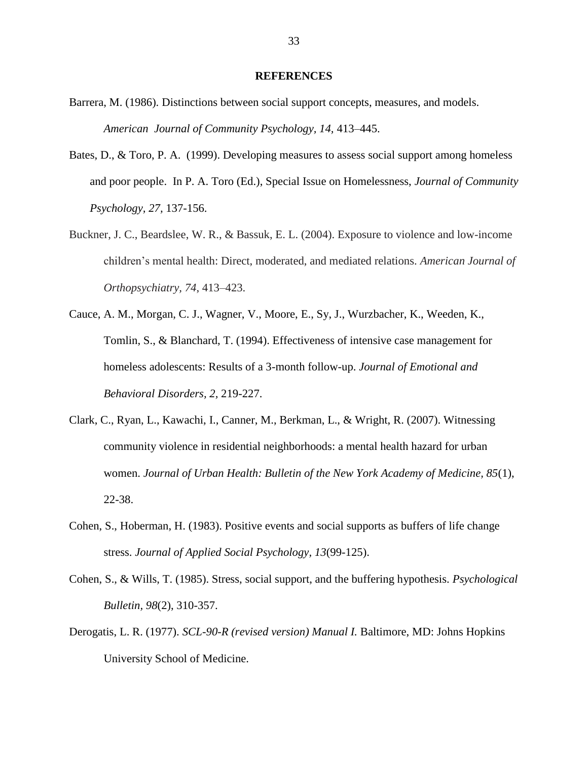# REFERENCES

Barrera, M. (1986). Distinctions between social support concepts, measures, and models. *American Journal of Community Psychology, 14*, 413–445.

Bates, D., & Toro, P. A. (1999). Developing measures to assess social support among homeless and poor people. In P. A. Toro (Ed.), Special Issue on Homelessness, *Journal of Community Psychology, 27,* 137-156.

Buckner, J. C., Beardslee, W. R., & Bassuk, E. L. (2004). Exposure to violence and low-income children's mental health: Direct, moderated, and mediated relations. *American Journal of Orthopsychiatry, 74*, 413–423.

Cauce, A. M., Morgan, C. J., Wagner, V., Moore, E., Sy, J., Wurzbacher, K., Weeden, K., Tomlin, S., & Blanchard, T. (1994). Effectiveness of intensive case management for homeless adolescents: Results of a 3-month follow-up. *Journal of Emotional and Behavioral Disorders, 2,* 219-227.

Clark, C., Ryan, L., Kawachi, I., Canner, M., Berkman, L., & Wright, R. (2007). Witnessing community violence in residential neighborhoods: a mental health hazard for urban women. *Journal of Urban Health: Bulletin of the New York Academy of Medicine, 85*(1), 22-38.

Cohen, S., Hoberman, H. (1983). Positive events and social supports as buffers of life change stress. *Journal of Applied Social Psychology, 13*(99-125).

Cohen, S., & Wills, T. (1985). Stress, social support, and the buffering hypothesis. *Psychological Bulletin, 98*(2), 310-357.

Derogatis, L. R. (1977). *SCL-90-R (revised version) Manual I.* Baltimore, MD: Johns Hopkins University School of Medicine.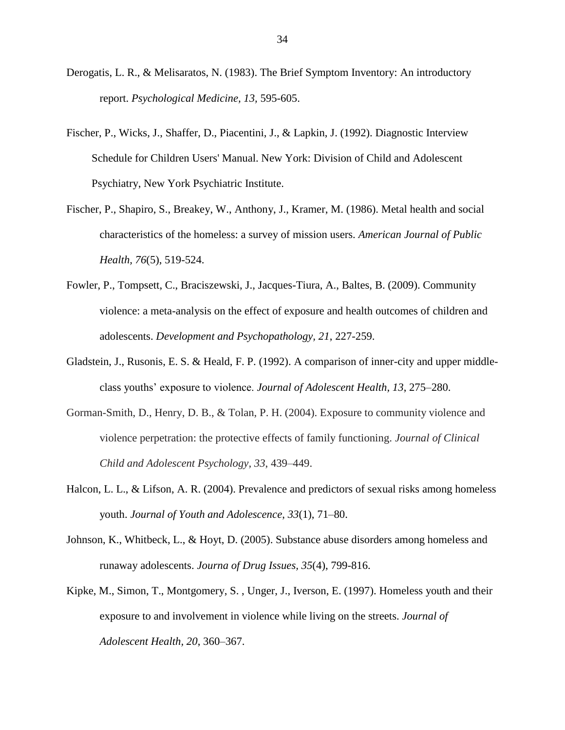Derogatis, L. R., & Melisaratos, N. (1983). The Brief Symptom Inventory: An introductory report. *Psychological Medicine, 13*, 595-605.

Fischer, P., Wicks, J., Shaffer, D., Piacentini, J., & Lapkin, J. (1992). Diagnostic Interview Schedule for Children Users' Manual. New York: Division of Child and Adolescent Psychiatry, New York Psychiatric Institute.

Fischer, P., Shapiro, S., Breakey, W., Anthony, J., Kramer, M. (1986). Metal health and social characteristics of the homeless: a survey of mission users. *American Journal of Public Health, 76*(5), 519-524.

Fowler, P., Tompsett, C., Braciszewski, J., Jacques-Tiura, A., Baltes, B. (2009). Community violence: a meta-analysis on the effect of exposure and health outcomes of children and adolescents. *Development and Psychopathology, 21*, 227-259.

Gladstein, J., Rusonis, E. S. & Heald, F. P. (1992). A comparison of inner-city and upper middle-class youths' exposure to violence. *Journal of Adolescent Health, 13*, 275–280.

Gorman-Smith, D., Henry, D. B., & Tolan, P. H. (2004). Exposure to community violence and violence perpetration: the protective effects of family functioning. *Journal of Clinical Child and Adolescent Psychology, 33*, 439–449.

Halcon, L. L., & Lifson, A. R. (2004). Prevalence and predictors of sexual risks among homeless youth. *Journal of Youth and Adolescence, 33*(1), 71–80.

Johnson, K., Whitbeck, L., & Hoyt, D. (2005). Substance abuse disorders among homeless and runaway adolescents. *Journa of Drug Issues, 35*(4), 799-816.

Kipke, M., Simon, T., Montgomery, S. , Unger, J., Iverson, E. (1997). Homeless youth and their exposure to and involvement in violence while living on the streets. *Journal of Adolescent Health, 20*, 360–367.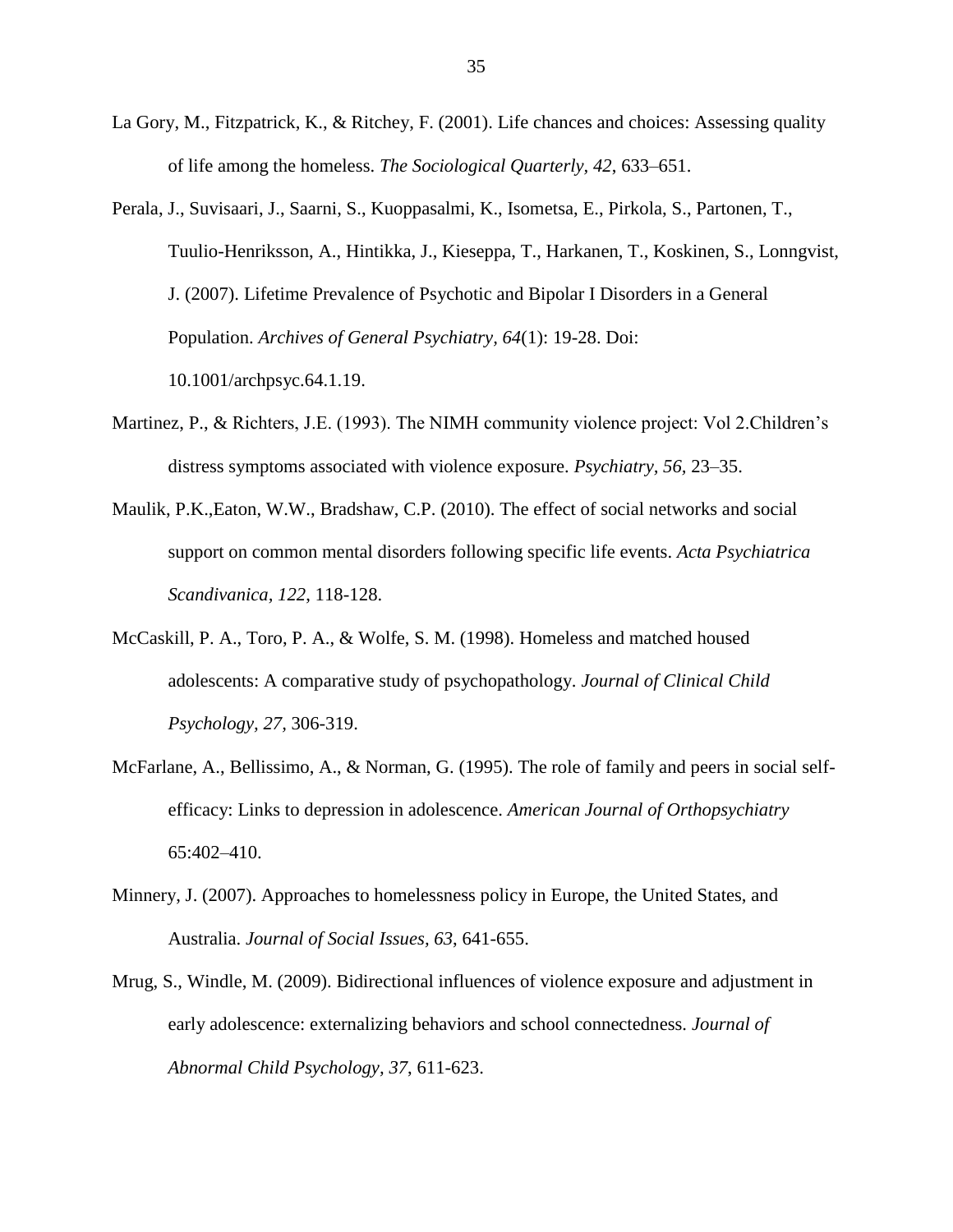La Gory, M., Fitzpatrick, K., & Ritchey, F. (2001). Life chances and choices: Assessing quality of life among the homeless. *The Sociological Quarterly, 42*, 633–651.

Perala, J., Suvisaari, J., Saarni, S., Kuoppasalmi, K., Isometsa, E., Pirkola, S., Partonen, T., Tuulio-Henriksson, A., Hintikka, J., Kieseppa, T., Harkanen, T., Koskinen, S., Lonngvist, J. (2007). Lifetime Prevalence of Psychotic and Bipolar I Disorders in a General Population. *Archives of General Psychiatry, 64*(1): 19-28. Doi: 10.1001/archpsyc.64.1.19.

Martinez, P., & Richters, J.E. (1993). The NIMH community violence project: Vol 2.Children's distress symptoms associated with violence exposure. *Psychiatry, 56,* 23–35.

Maulik, P.K.,Eaton, W.W., Bradshaw, C.P. (2010). The effect of social networks and social support on common mental disorders following specific life events. *Acta Psychiatrica Scandivanica, 122*, 118-128.

McCaskill, P. A., Toro, P. A., & Wolfe, S. M. (1998). Homeless and matched housed adolescents: A comparative study of psychopathology. *Journal of Clinical Child Psychology, 27,* 306-319.

McFarlane, A., Bellissimo, A., & Norman, G. (1995). The role of family and peers in social self-efficacy: Links to depression in adolescence. *American Journal of Orthopsychiatry* 65:402–410.

Minnery, J. (2007). Approaches to homelessness policy in Europe, the United States, and Australia. *Journal of Social Issues, 63*, 641-655.

Mrug, S., Windle, M. (2009). Bidirectional influences of violence exposure and adjustment in early adolescence: externalizing behaviors and school connectedness. *Journal of Abnormal Child Psychology, 37*, 611-623.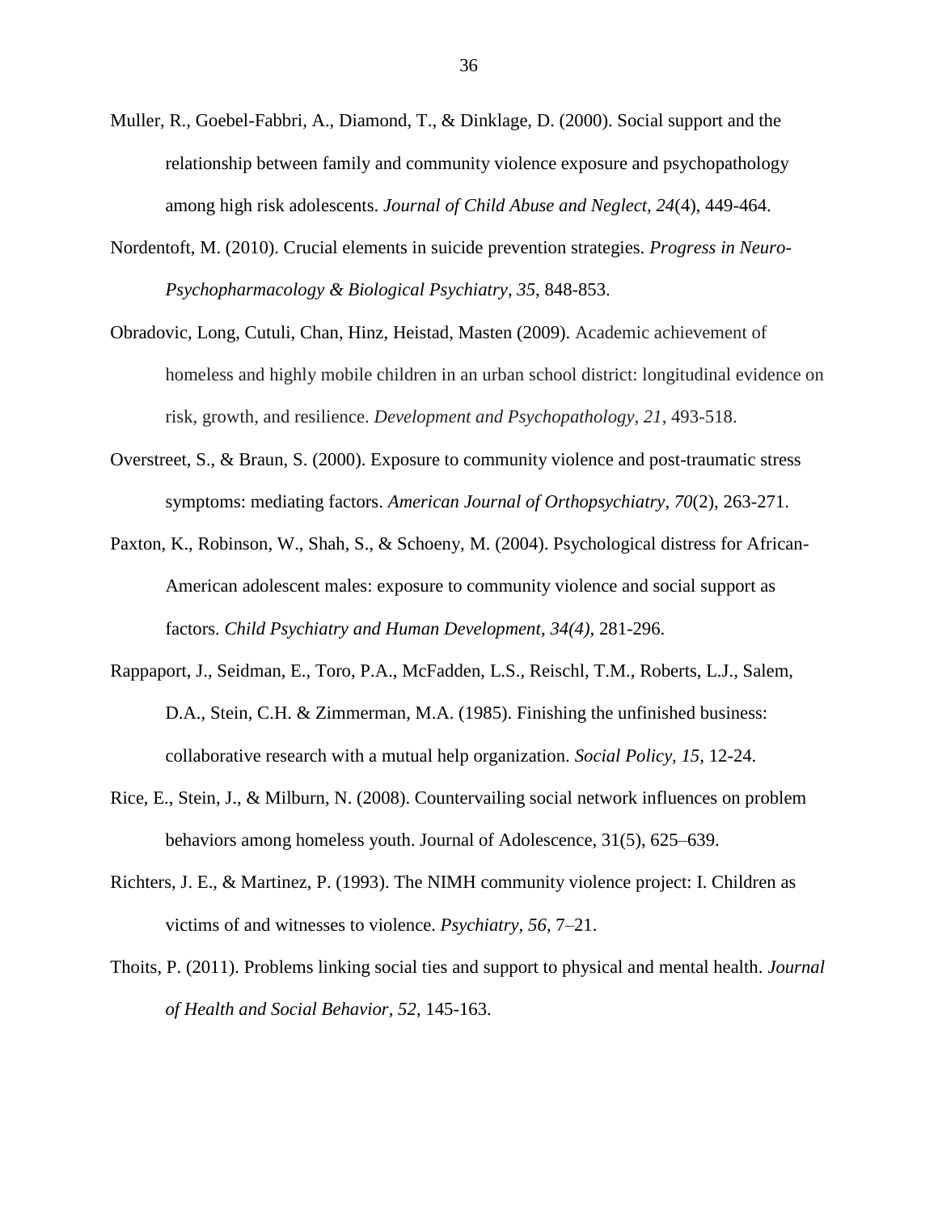Muller, R., Goebel-Fabbri, A., Diamond, T., & Dinklage, D. (2000). Social support and the relationship between family and community violence exposure and psychopathology among high risk adolescents. *Journal of Child Abuse and Neglect, 24*(4), 449-464.

Nordentoft, M. (2010). Crucial elements in suicide prevention strategies. *Progress in Neuro-Psychopharmacology & Biological Psychiatry, 35*, 848-853.

Obradovic, Long, Cutuli, Chan, Hinz, Heistad, Masten (2009). Academic achievement of homeless and highly mobile children in an urban school district: longitudinal evidence on risk, growth, and resilience. *Development and Psychopathology, 21*, 493-518.

Overstreet, S., & Braun, S. (2000). Exposure to community violence and post-traumatic stress symptoms: mediating factors. *American Journal of Orthopsychiatry, 70*(2), 263-271.

Paxton, K., Robinson, W., Shah, S., & Schoeny, M. (2004). Psychological distress for African-American adolescent males: exposure to community violence and social support as factors. *Child Psychiatry and Human Development, 34(4),* 281-296.

Rappaport, J., Seidman, E., Toro, P.A., McFadden, L.S., Reischl, T.M., Roberts, L.J., Salem, D.A., Stein, C.H. & Zimmerman, M.A. (1985). Finishing the unfinished business: collaborative research with a mutual help organization. *Social Policy, 15,* 12-24.

Rice, E., Stein, J., & Milburn, N. (2008). Countervailing social network influences on problem behaviors among homeless youth. Journal of Adolescence, 31(5), 625–639.

Richters, J. E., & Martinez, P. (1993). The NIMH community violence project: I. Children as victims of and witnesses to violence. *Psychiatry, 56*, 7–21.

Thoits, P. (2011). Problems linking social ties and support to physical and mental health. *Journal of Health and Social Behavior, 52*, 145-163.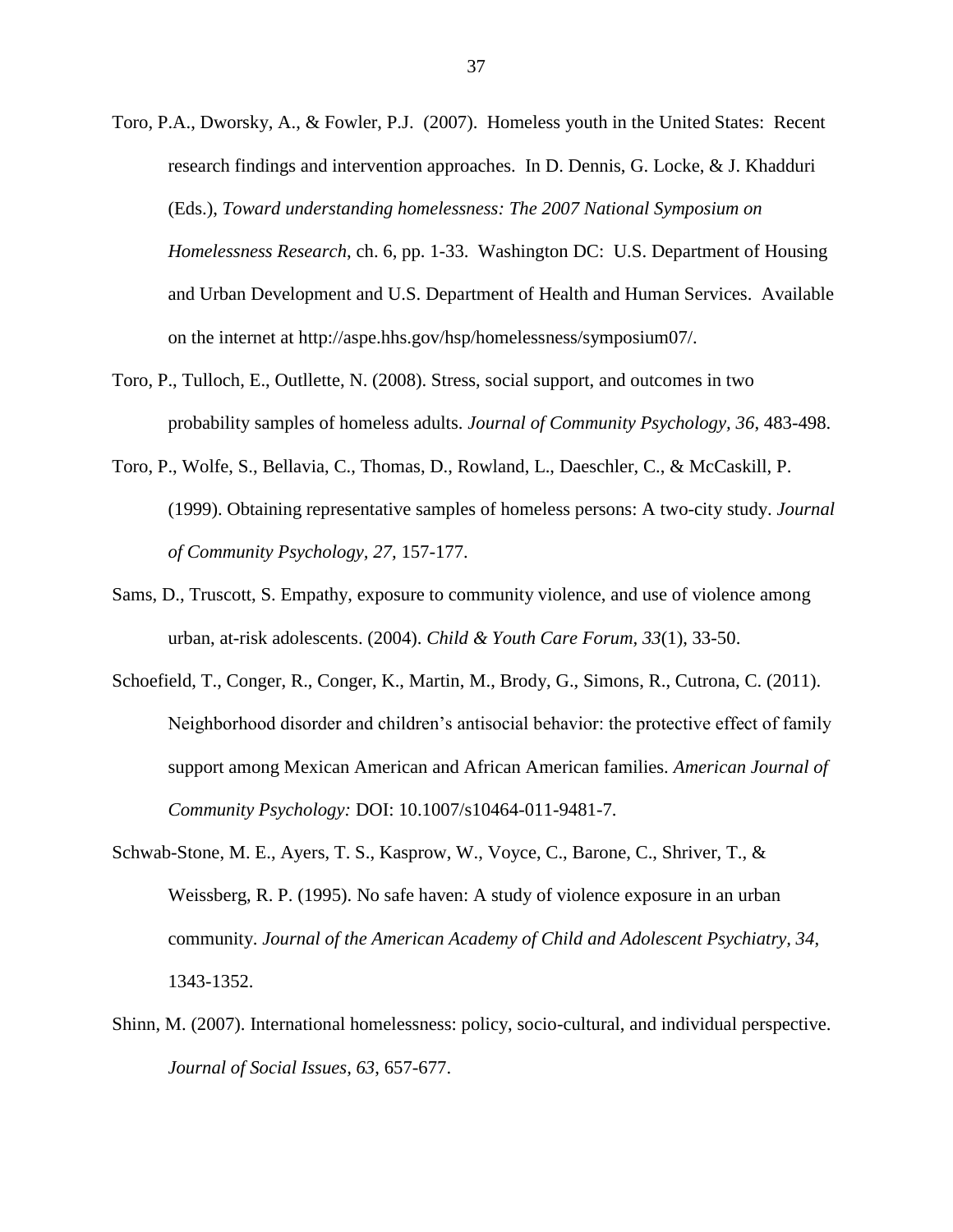Toro, P.A., Dworsky, A., & Fowler, P.J. (2007). Homeless youth in the United States: Recent research findings and intervention approaches. In D. Dennis, G. Locke, & J. Khadduri (Eds.), *Toward understanding homelessness: The 2007 National Symposium on Homelessness Research*, ch. 6, pp. 1-33. Washington DC: U.S. Department of Housing and Urban Development and U.S. Department of Health and Human Services. Available on the internet at http://aspe.hhs.gov/hsp/homelessness/symposium07/.

Toro, P., Tulloch, E., Outllette, N. (2008). Stress, social support, and outcomes in two probability samples of homeless adults. *Journal of Community Psychology, 36*, 483-498.

Toro, P., Wolfe, S., Bellavia, C., Thomas, D., Rowland, L., Daeschler, C., & McCaskill, P. (1999). Obtaining representative samples of homeless persons: A two-city study. *Journal of Community Psychology, 27,* 157-177.

Sams, D., Truscott, S. Empathy, exposure to community violence, and use of violence among urban, at-risk adolescents. (2004). *Child & Youth Care Forum, 33*(1), 33-50.

Schoefield, T., Conger, R., Conger, K., Martin, M., Brody, G., Simons, R., Cutrona, C. (2011). Neighborhood disorder and children's antisocial behavior: the protective effect of family support among Mexican American and African American families. *American Journal of Community Psychology:* DOI: 10.1007/s10464-011-9481-7.

Schwab-Stone, M. E., Ayers, T. S., Kasprow, W., Voyce, C., Barone, C., Shriver, T., & Weissberg, R. P. (1995). No safe haven: A study of violence exposure in an urban community. *Journal of the American Academy of Child and Adolescent Psychiatry, 34*, 1343-1352.

Shinn, M. (2007). International homelessness: policy, socio-cultural, and individual perspective. *Journal of Social Issues, 63*, 657-677.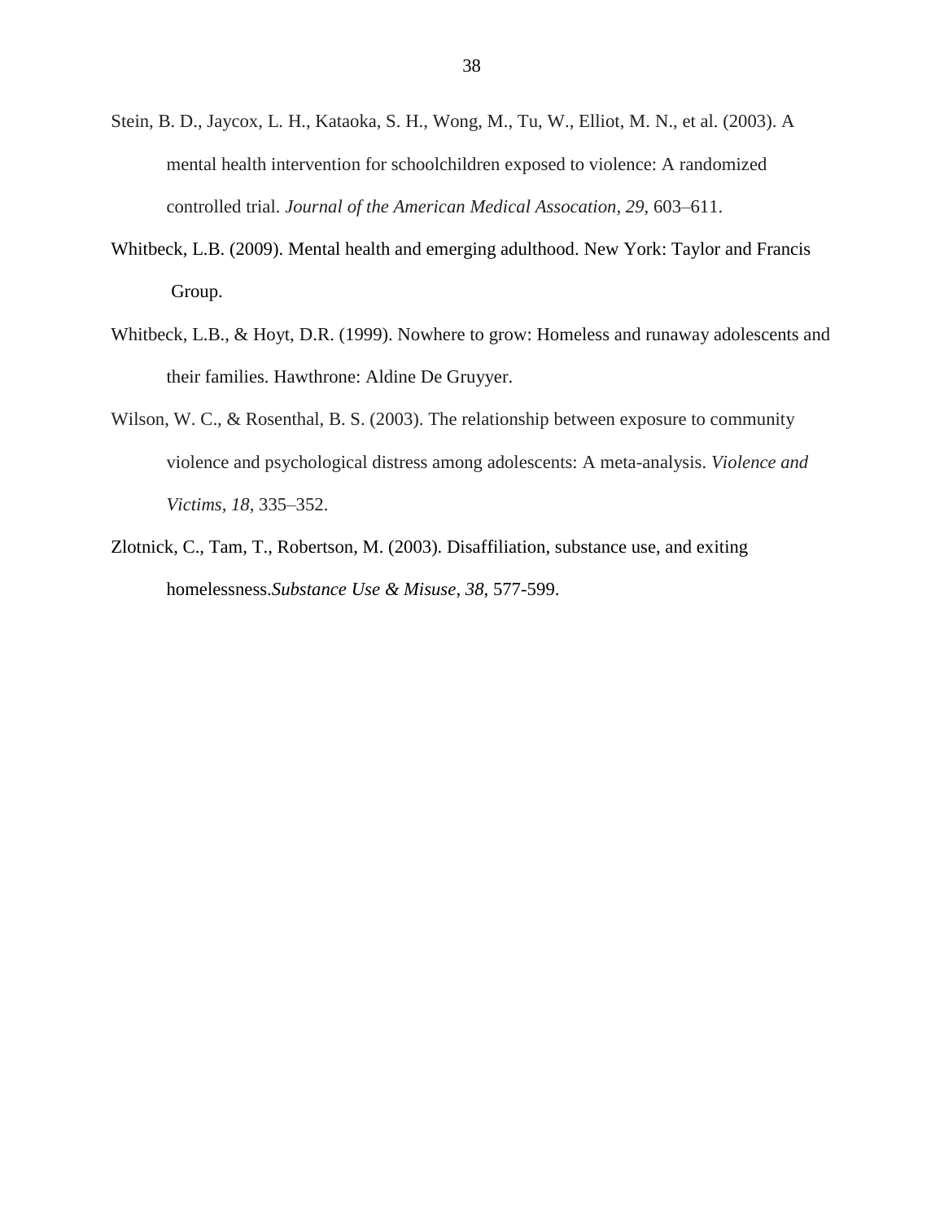Stein, B. D., Jaycox, L. H., Kataoka, S. H., Wong, M., Tu, W., Elliot, M. N., et al. (2003). A mental health intervention for schoolchildren exposed to violence: A randomized controlled trial. *Journal of the American Medical Assocation*, *29*, 603–611.

Whitbeck, L.B. (2009). Mental health and emerging adulthood. New York: Taylor and Francis Group.

Whitbeck, L.B., & Hoyt, D.R. (1999). Nowhere to grow: Homeless and runaway adolescents and their families. Hawthrone: Aldine De Gruyyer.

Wilson, W. C., & Rosenthal, B. S. (2003). The relationship between exposure to community violence and psychological distress among adolescents: A meta-analysis. *Violence and Victims, 18*, 335–352.

Zlotnick, C., Tam, T., Robertson, M. (2003). Disaffiliation, substance use, and exiting homelessness.*Substance Use & Misuse*, *38*, 577-599.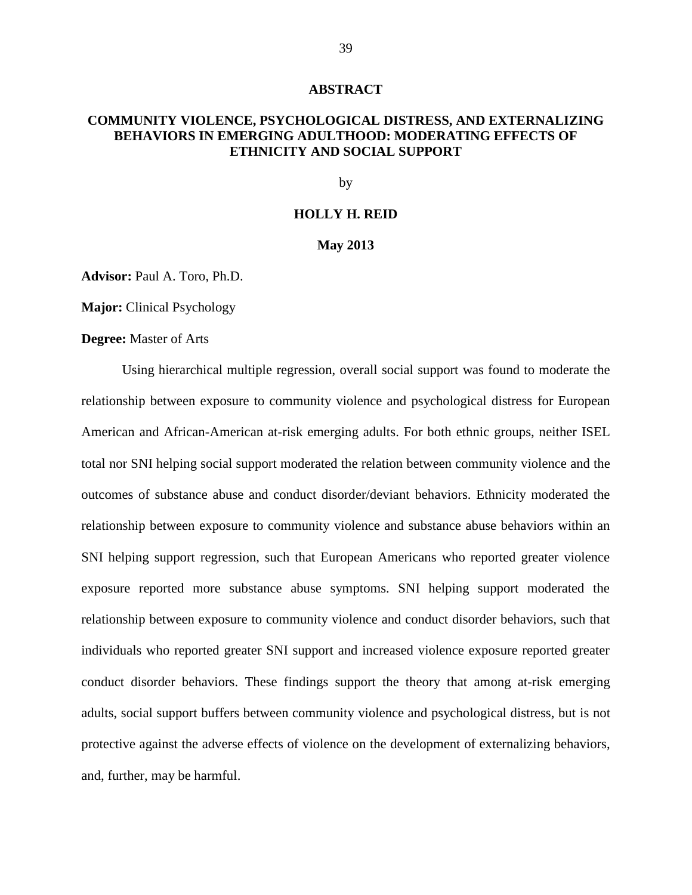## ABSTRACT

### COMMUNITY VIOLENCE, PSYCHOLOGICAL DISTRESS, AND EXTERNALIZING BEHAVIORS IN EMERGING ADULTHOOD: MODERATING EFFECTS OF ETHNICITY AND SOCIAL SUPPORT

by

**HOLLY H. REID**

**May 2013**

**Advisor:** Paul A. Toro, Ph.D.

**Major:** Clinical Psychology

**Degree:** Master of Arts

Using hierarchical multiple regression, overall social support was found to moderate the relationship between exposure to community violence and psychological distress for European American and African-American at-risk emerging adults. For both ethnic groups, neither ISEL total nor SNI helping social support moderated the relation between community violence and the outcomes of substance abuse and conduct disorder/deviant behaviors. Ethnicity moderated the relationship between exposure to community violence and substance abuse behaviors within an SNI helping support regression, such that European Americans who reported greater violence exposure reported more substance abuse symptoms. SNI helping support moderated the relationship between exposure to community violence and conduct disorder behaviors, such that individuals who reported greater SNI support and increased violence exposure reported greater conduct disorder behaviors. These findings support the theory that among at-risk emerging adults, social support buffers between community violence and psychological distress, but is not protective against the adverse effects of violence on the development of externalizing behaviors, and, further, may be harmful.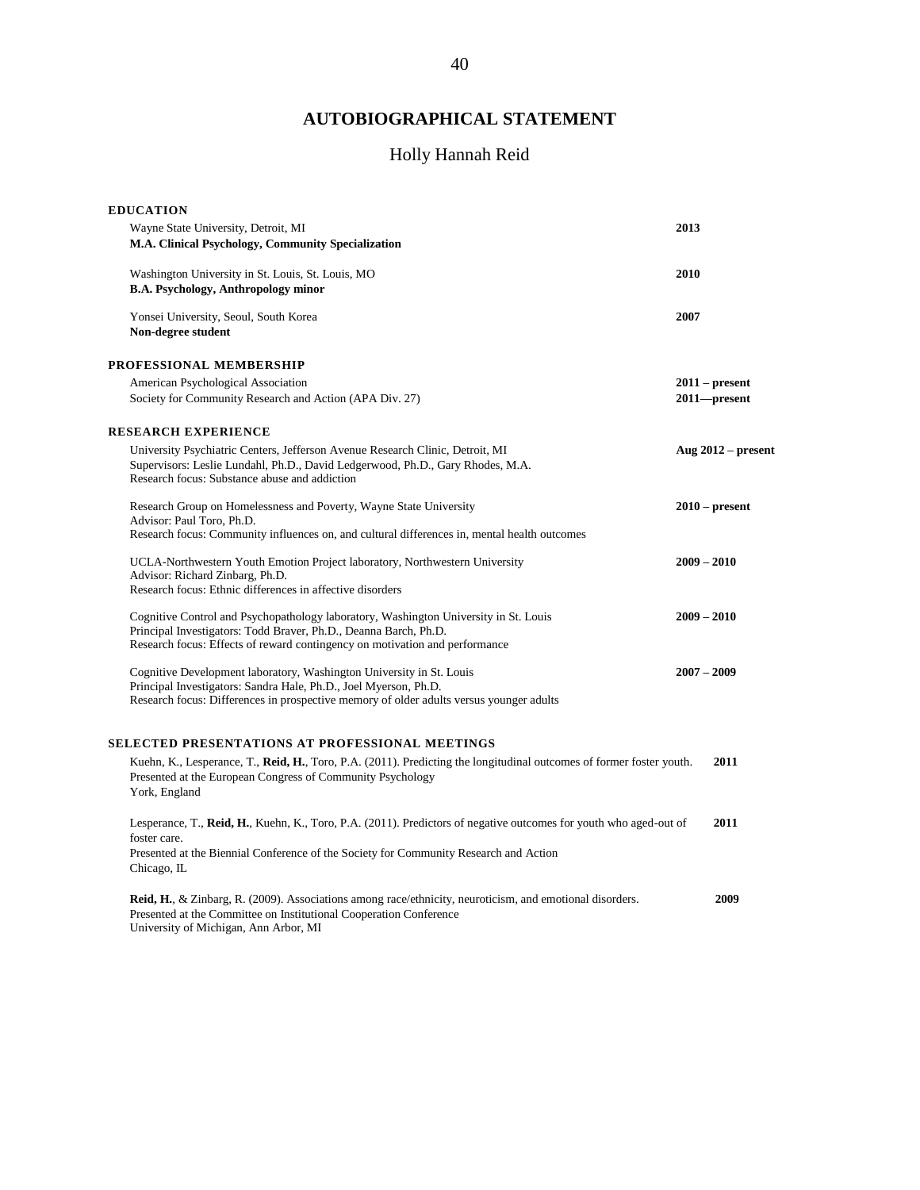# AUTOBIOGRAPHICAL STATEMENT

## Holly Hannah Reid

### EDUCATION

Wayne State University, Detroit, MI **2013**
**M.A. Clinical Psychology, Community Specialization**

Washington University in St. Louis, St. Louis, MO **2010**
**B.A. Psychology, Anthropology minor**

Yonsei University, Seoul, South Korea **2007**
**Non-degree student**

### PROFESSIONAL MEMBERSHIP

American Psychological Association **2011 – present**
Society for Community Research and Action (APA Div. 27) **2011—present**

### RESEARCH EXPERIENCE

University Psychiatric Centers, Jefferson Avenue Research Clinic, Detroit, MI **Aug 2012 – present**
Supervisors: Leslie Lundahl, Ph.D., David Ledgerwood, Ph.D., Gary Rhodes, M.A.
Research focus: Substance abuse and addiction

Research Group on Homelessness and Poverty, Wayne State University **2010 – present**
Advisor: Paul Toro, Ph.D.
Research focus: Community influences on, and cultural differences in, mental health outcomes

UCLA-Northwestern Youth Emotion Project laboratory, Northwestern University **2009 – 2010**
Advisor: Richard Zinbarg, Ph.D.
Research focus: Ethnic differences in affective disorders

Cognitive Control and Psychopathology laboratory, Washington University in St. Louis **2009 – 2010**
Principal Investigators: Todd Braver, Ph.D., Deanna Barch, Ph.D.
Research focus: Effects of reward contingency on motivation and performance

Cognitive Development laboratory, Washington University in St. Louis **2007 – 2009**
Principal Investigators: Sandra Hale, Ph.D., Joel Myerson, Ph.D.
Research focus: Differences in prospective memory of older adults versus younger adults

### SELECTED PRESENTATIONS AT PROFESSIONAL MEETINGS

Kuehn, K., Lesperance, T., **Reid, H.**, Toro, P.A. (2011). Predicting the longitudinal outcomes of former foster youth. **2011**
Presented at the European Congress of Community Psychology
York, England

Lesperance, T., **Reid, H.**, Kuehn, K., Toro, P.A. (2011). Predictors of negative outcomes for youth who aged-out of foster care. **2011**
Presented at the Biennial Conference of the Society for Community Research and Action
Chicago, IL

**Reid, H.**, & Zinbarg, R. (2009). Associations among race/ethnicity, neuroticism, and emotional disorders. **2009**
Presented at the Committee on Institutional Cooperation Conference
University of Michigan, Ann Arbor, MI